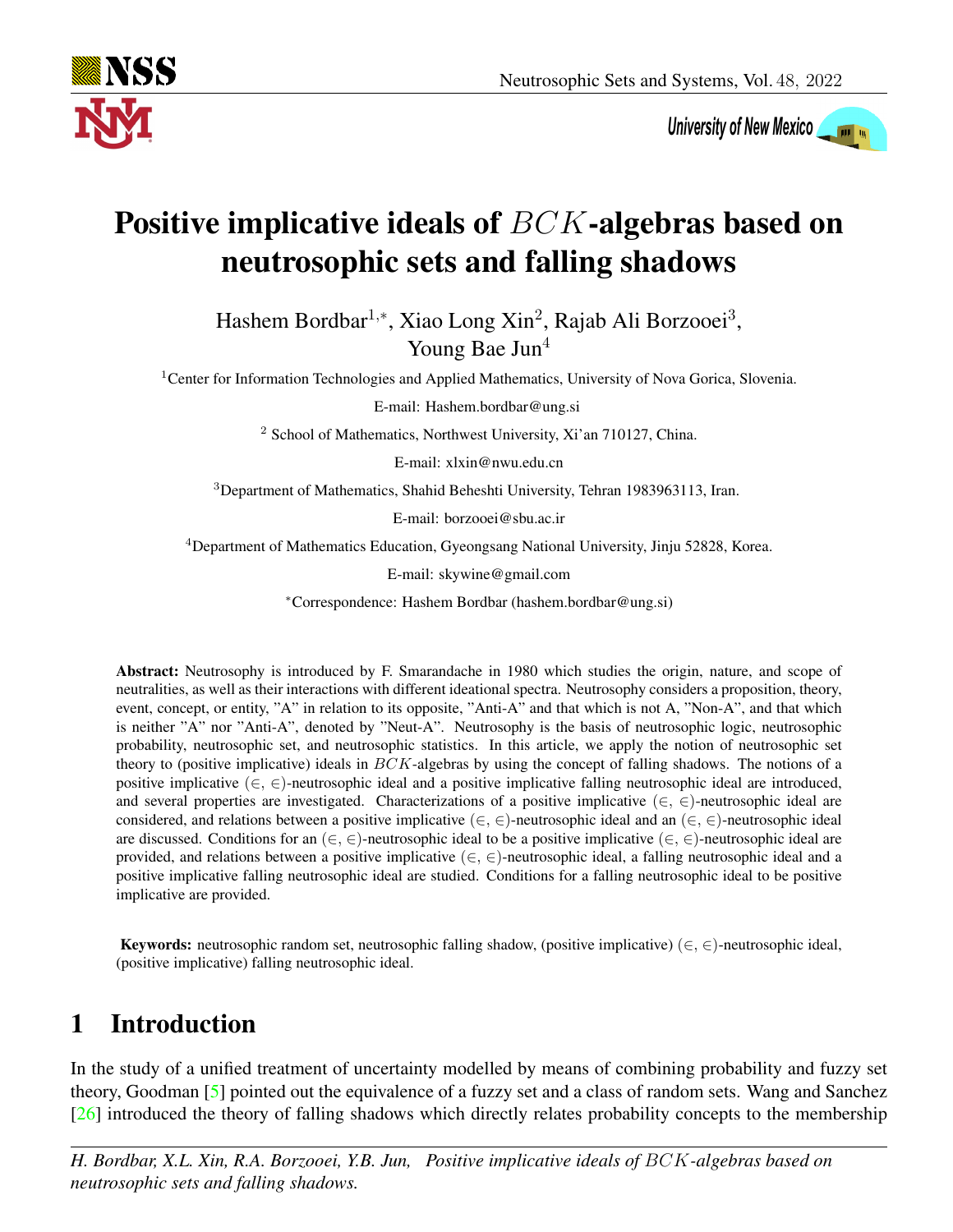# Positive implicative ideals of $BCK$-algebras based on neutrosophic sets and falling shadows

Hashem Bordbar[1,*], Xiao Long Xin[2], Rajab Ali Borzooei[3], Young Bae Jun[4]

[1]Center for Information Technologies and Applied Mathematics, University of Nova Gorica, Slovenia.

E-mail: Hashem.bordbar@ung.si

[2] School of Mathematics, Northwest University, Xi'an 710127, China.

E-mail: xlxin@nwu.edu.cn

[3]Department of Mathematics, Shahid Beheshti University, Tehran 1983963113, Iran.

E-mail: borzooei@sbu.ac.ir

[4]Department of Mathematics Education, Gyeongsang National University, Jinju 52828, Korea.

E-mail: skywine@gmail.com

*Correspondence: Hashem Bordbar (hashem.bordbar@ung.si)

**Abstract:** Neutrosophy is introduced by F. Smarandache in 1980 which studies the origin, nature, and scope of neutralities, as well as their interactions with different ideational spectra. Neutrosophy considers a proposition, theory, event, concept, or entity, "A" in relation to its opposite, "Anti-A" and that which is not A, "Non-A", and that which is neither "A" nor "Anti-A", denoted by "Neut-A". Neutrosophy is the basis of neutrosophic logic, neutrosophic probability, neutrosophic set, and neutrosophic statistics. In this article, we apply the notion of neutrosophic set theory to (positive implicative) ideals in $BCK$-algebras by using the concept of falling shadows. The notions of a positive implicative $(\in, \in)$-neutrosophic ideal and a positive implicative falling neutrosophic ideal are introduced, and several properties are investigated. Characterizations of a positive implicative $(\in, \in)$-neutrosophic ideal are considered, and relations between a positive implicative $(\in, \in)$-neutrosophic ideal and an $(\in, \in)$-neutrosophic ideal are discussed. Conditions for an $(\in, \in)$-neutrosophic ideal to be a positive implicative $(\in, \in)$-neutrosophic ideal are provided, and relations between a positive implicative $(\in, \in)$-neutrosophic ideal, a falling neutrosophic ideal and a positive implicative falling neutrosophic ideal are studied. Conditions for a falling neutrosophic ideal to be positive implicative are provided.

**Keywords:** neutrosophic random set, neutrosophic falling shadow, (positive implicative) $(\in, \in)$-neutrosophic ideal, (positive implicative) falling neutrosophic ideal.

# 1 Introduction

In the study of a unified treatment of uncertainty modelled by means of combining probability and fuzzy set theory, Goodman [5] pointed out the equivalence of a fuzzy set and a class of random sets. Wang and Sanchez [26] introduced the theory of falling shadows which directly relates probability concepts to the membership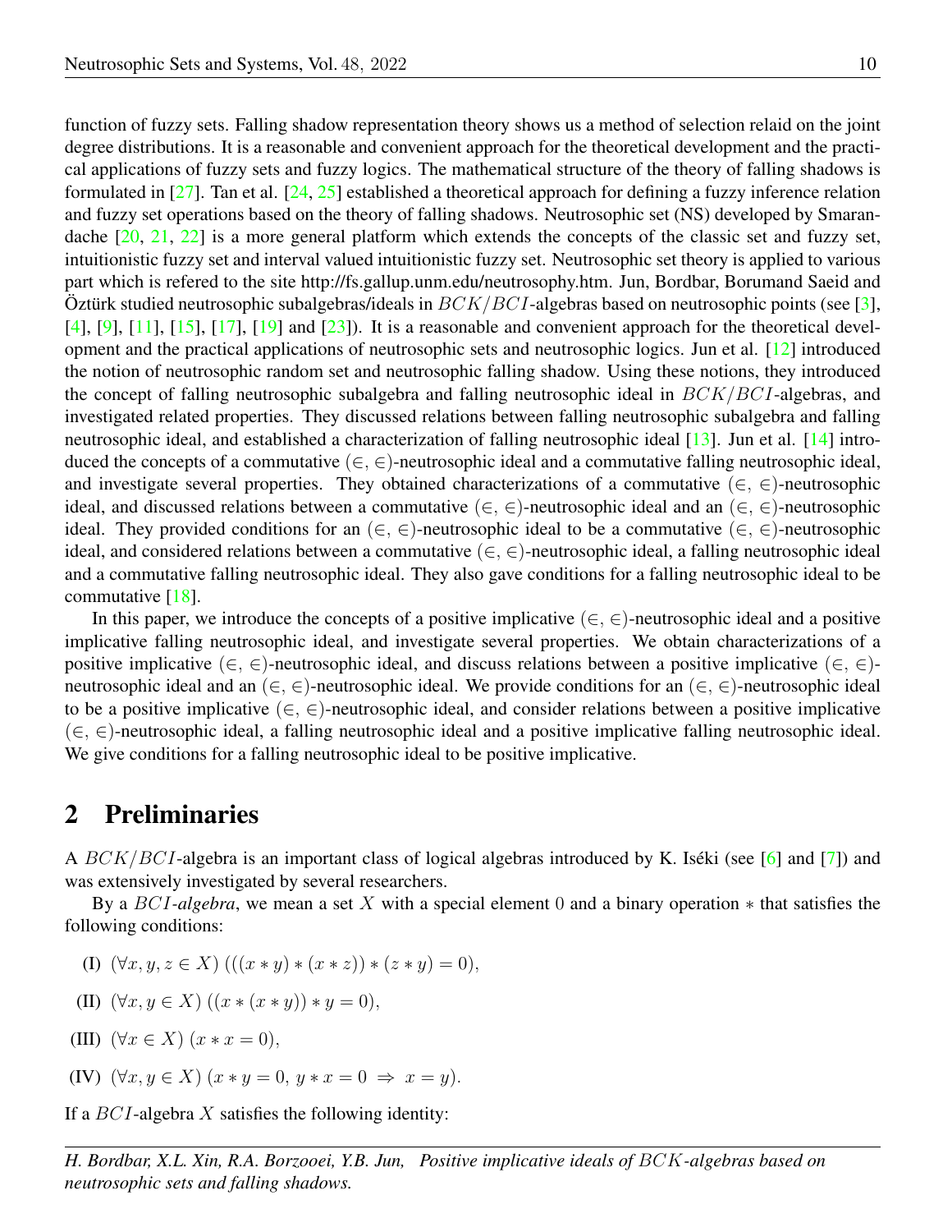function of fuzzy sets. Falling shadow representation theory shows us a method of selection relaid on the joint degree distributions. It is a reasonable and convenient approach for the theoretical development and the practical applications of fuzzy sets and fuzzy logics. The mathematical structure of the theory of falling shadows is formulated in [27]. Tan et al. [24, 25] established a theoretical approach for defining a fuzzy inference relation and fuzzy set operations based on the theory of falling shadows. Neutrosophic set (NS) developed by Smarandache [20, 21, 22] is a more general platform which extends the concepts of the classic set and fuzzy set, intuitionistic fuzzy set and interval valued intuitionistic fuzzy set. Neutrosophic set theory is applied to various part which is refered to the site http://fs.gallup.unm.edu/neutrosophy.htm. Jun, Bordbar, Borumand Saeid and Öztürk studied neutrosophic subalgebras/ideals in $BCK/BCI$-algebras based on neutrosophic points (see [3], [4], [9], [11], [15], [17], [19] and [23]). It is a reasonable and convenient approach for the theoretical development and the practical applications of neutrosophic sets and neutrosophic logics. Jun et al. [12] introduced the notion of neutrosophic random set and neutrosophic falling shadow. Using these notions, they introduced the concept of falling neutrosophic subalgebra and falling neutrosophic ideal in $BCK/BCI$-algebras, and investigated related properties. They discussed relations between falling neutrosophic subalgebra and falling neutrosophic ideal, and established a characterization of falling neutrosophic ideal [13]. Jun et al. [14] introduced the concepts of a commutative $(\in, \in)$-neutrosophic ideal and a commutative falling neutrosophic ideal, and investigate several properties. They obtained characterizations of a commutative $(\in, \in)$-neutrosophic ideal, and discussed relations between a commutative $(\in, \in)$-neutrosophic ideal and an $(\in, \in)$-neutrosophic ideal. They provided conditions for an $(\in, \in)$-neutrosophic ideal to be a commutative $(\in, \in)$-neutrosophic ideal, and considered relations between a commutative $(\in, \in)$-neutrosophic ideal, a falling neutrosophic ideal and a commutative falling neutrosophic ideal. They also gave conditions for a falling neutrosophic ideal to be commutative [18].

In this paper, we introduce the concepts of a positive implicative $(\in, \in)$-neutrosophic ideal and a positive implicative falling neutrosophic ideal, and investigate several properties. We obtain characterizations of a positive implicative $(\in, \in)$-neutrosophic ideal, and discuss relations between a positive implicative $(\in, \in)$-neutrosophic ideal and an $(\in, \in)$-neutrosophic ideal. We provide conditions for an $(\in, \in)$-neutrosophic ideal to be a positive implicative $(\in, \in)$-neutrosophic ideal, and consider relations between a positive implicative $(\in, \in)$-neutrosophic ideal, a falling neutrosophic ideal and a positive implicative falling neutrosophic ideal. We give conditions for a falling neutrosophic ideal to be positive implicative.

## 2 Preliminaries

A $BCK/BCI$-algebra is an important class of logical algebras introduced by K. Iséki (see [6] and [7]) and was extensively investigated by several researchers.

By a *$BCI$-algebra*, we mean a set $X$ with a special element $0$ and a binary operation $*$ that satisfies the following conditions:

(I) $(\forall x, y, z \in X)\ (((x * y) * (x * z)) * (z * y) = 0)$,

(II) $(\forall x, y \in X)\ ((x * (x * y)) * y = 0)$,

(III) $(\forall x \in X)\ (x * x = 0)$,

(IV) $(\forall x, y \in X)\ (x * y = 0,\ y * x = 0\ \Rightarrow\ x = y)$.

If a $BCI$-algebra $X$ satisfies the following identity: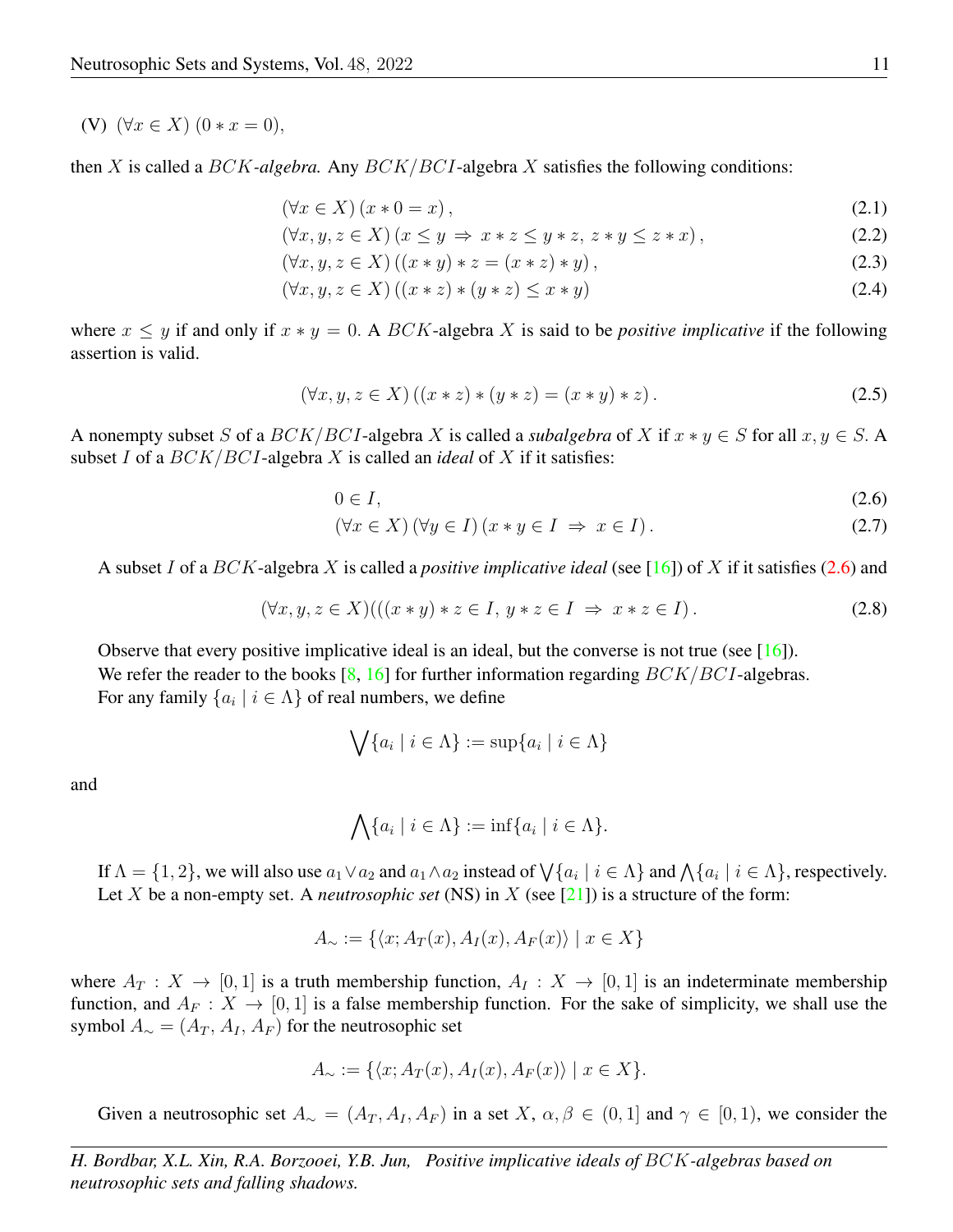**(V)** $(\forall x \in X)\ (0 * x = 0)$,

then $X$ is called a *$BCK$-algebra.* Any $BCK/BCI$-algebra $X$ satisfies the following conditions:

$$(\forall x \in X)\,(x * 0 = x)\,, \tag{2.1}$$

$$(\forall x, y, z \in X)\,(x \leq y \;\Rightarrow\; x * z \leq y * z,\; z * y \leq z * x)\,, \tag{2.2}$$

$$(\forall x, y, z \in X)\,((x * y) * z = (x * z) * y)\,, \tag{2.3}$$

$$(\forall x, y, z \in X)\,((x * z) * (y * z) \leq x * y) \tag{2.4}$$

where $x \leq y$ if and only if $x * y = 0$. A $BCK$-algebra $X$ is said to be *positive implicative* if the following assertion is valid.

$$(\forall x, y, z \in X)\,((x * z) * (y * z) = (x * y) * z)\,. \tag{2.5}$$

A nonempty subset $S$ of a $BCK/BCI$-algebra $X$ is called a *subalgebra* of $X$ if $x * y \in S$ for all $x, y \in S$. A subset $I$ of a $BCK/BCI$-algebra $X$ is called an *ideal* of $X$ if it satisfies:

$$0 \in I, \tag{2.6}$$

$$(\forall x \in X)\,(\forall y \in I)\,(x * y \in I \;\Rightarrow\; x \in I)\,. \tag{2.7}$$

A subset $I$ of a $BCK$-algebra $X$ is called a *positive implicative ideal* (see [16]) of $X$ if it satisfies (2.6) and

$$(\forall x, y, z \in X)(((x * y) * z \in I,\; y * z \in I \;\Rightarrow\; x * z \in I)\,. \tag{2.8}$$

Observe that every positive implicative ideal is an ideal, but the converse is not true (see [16]).

We refer the reader to the books [8, 16] for further information regarding $BCK/BCI$-algebras.

For any family $\{a_i \mid i \in \Lambda\}$ of real numbers, we define

$$\bigvee\{a_i \mid i \in \Lambda\} := \sup\{a_i \mid i \in \Lambda\}$$

and

$$\bigwedge\{a_i \mid i \in \Lambda\} := \inf\{a_i \mid i \in \Lambda\}.$$

If $\Lambda = \{1, 2\}$, we will also use $a_1 \vee a_2$ and $a_1 \wedge a_2$ instead of $\bigvee\{a_i \mid i \in \Lambda\}$ and $\bigwedge\{a_i \mid i \in \Lambda\}$, respectively.

Let $X$ be a non-empty set. A *neutrosophic set* (NS) in $X$ (see [21]) is a structure of the form:

$$A_{\sim} := \{\langle x; A_T(x), A_I(x), A_F(x)\rangle \mid x \in X\}$$

where $A_T : X \to [0, 1]$ is a truth membership function, $A_I : X \to [0, 1]$ is an indeterminate membership function, and $A_F : X \to [0, 1]$ is a false membership function. For the sake of simplicity, we shall use the symbol $A_{\sim} = (A_T, A_I, A_F)$ for the neutrosophic set

$$A_{\sim} := \{\langle x; A_T(x), A_I(x), A_F(x)\rangle \mid x \in X\}.$$

Given a neutrosophic set $A_{\sim} = (A_T, A_I, A_F)$ in a set $X$, $\alpha, \beta \in (0, 1]$ and $\gamma \in [0, 1)$, we consider the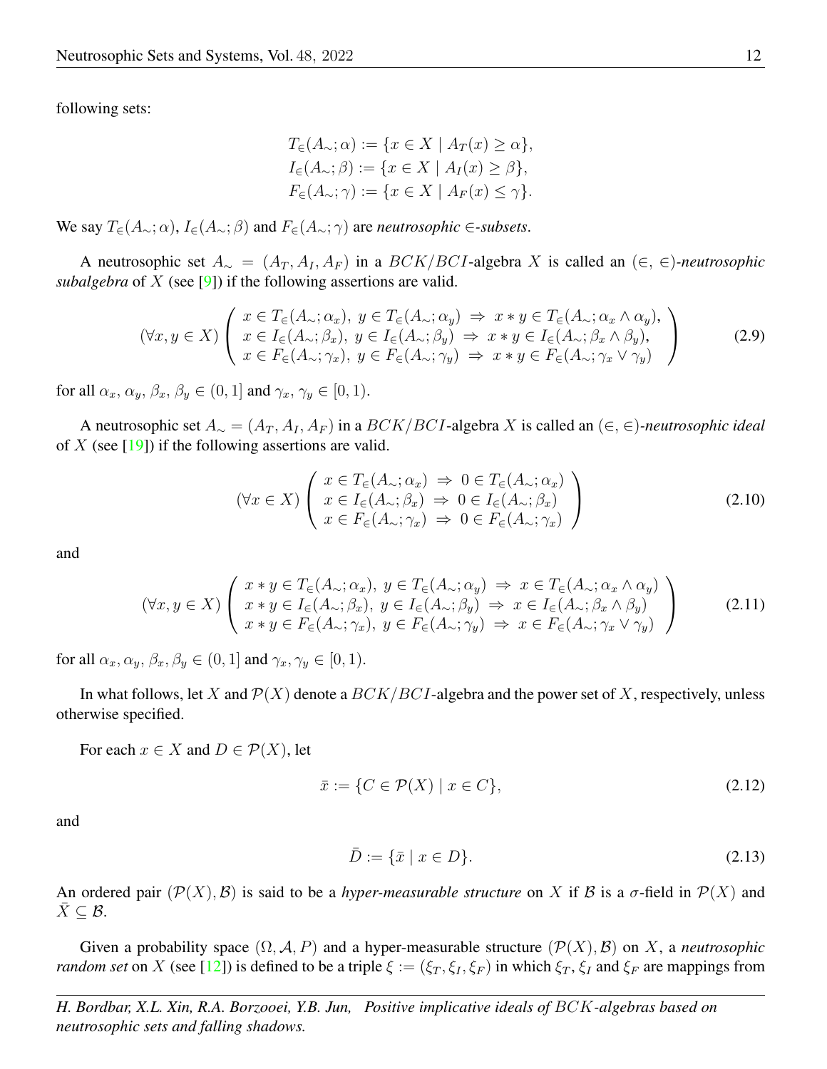following sets:

$$
\begin{aligned}
T_{\in}(A_{\sim};\alpha) &:= \{x \in X \mid A_T(x) \geq \alpha\},\\
I_{\in}(A_{\sim};\beta) &:= \{x \in X \mid A_I(x) \geq \beta\},\\
F_{\in}(A_{\sim};\gamma) &:= \{x \in X \mid A_F(x) \leq \gamma\}.
\end{aligned}
$$

We say $T_{\in}(A_{\sim};\alpha)$, $I_{\in}(A_{\sim};\beta)$ and $F_{\in}(A_{\sim};\gamma)$ are *neutrosophic $\in$-subsets*.

A neutrosophic set $A_{\sim} = (A_T, A_I, A_F)$ in a $BCK/BCI$-algebra $X$ is called an *$(\in, \in)$-neutrosophic subalgebra* of $X$ (see [9]) if the following assertions are valid.

$$
(\forall x, y \in X) \left( \begin{array}{l}
x \in T_{\in}(A_{\sim};\alpha_x),\ y \in T_{\in}(A_{\sim};\alpha_y) \Rightarrow x * y \in T_{\in}(A_{\sim};\alpha_x \wedge \alpha_y),\\
x \in I_{\in}(A_{\sim};\beta_x),\ y \in I_{\in}(A_{\sim};\beta_y) \Rightarrow x * y \in I_{\in}(A_{\sim};\beta_x \wedge \beta_y),\\
x \in F_{\in}(A_{\sim};\gamma_x),\ y \in F_{\in}(A_{\sim};\gamma_y) \Rightarrow x * y \in F_{\in}(A_{\sim};\gamma_x \vee \gamma_y)
\end{array} \right) \tag{2.9}
$$

for all $\alpha_x, \alpha_y, \beta_x, \beta_y \in (0, 1]$ and $\gamma_x, \gamma_y \in [0, 1)$.

A neutrosophic set $A_{\sim} = (A_T, A_I, A_F)$ in a $BCK/BCI$-algebra $X$ is called an *$(\in, \in)$-neutrosophic ideal* of $X$ (see [19]) if the following assertions are valid.

$$
(\forall x \in X) \left( \begin{array}{l}
x \in T_{\in}(A_{\sim};\alpha_x) \Rightarrow 0 \in T_{\in}(A_{\sim};\alpha_x)\\
x \in I_{\in}(A_{\sim};\beta_x) \Rightarrow 0 \in I_{\in}(A_{\sim};\beta_x)\\
x \in F_{\in}(A_{\sim};\gamma_x) \Rightarrow 0 \in F_{\in}(A_{\sim};\gamma_x)
\end{array} \right) \tag{2.10}
$$

and

$$
(\forall x, y \in X) \left( \begin{array}{l}
x * y \in T_{\in}(A_{\sim};\alpha_x),\ y \in T_{\in}(A_{\sim};\alpha_y) \Rightarrow x \in T_{\in}(A_{\sim};\alpha_x \wedge \alpha_y)\\
x * y \in I_{\in}(A_{\sim};\beta_x),\ y \in I_{\in}(A_{\sim};\beta_y) \Rightarrow x \in I_{\in}(A_{\sim};\beta_x \wedge \beta_y)\\
x * y \in F_{\in}(A_{\sim};\gamma_x),\ y \in F_{\in}(A_{\sim};\gamma_y) \Rightarrow x \in F_{\in}(A_{\sim};\gamma_x \vee \gamma_y)
\end{array} \right) \tag{2.11}
$$

for all $\alpha_x, \alpha_y, \beta_x, \beta_y \in (0, 1]$ and $\gamma_x, \gamma_y \in [0, 1)$.

In what follows, let $X$ and $\mathcal{P}(X)$ denote a $BCK/BCI$-algebra and the power set of $X$, respectively, unless otherwise specified.

For each $x \in X$ and $D \in \mathcal{P}(X)$, let

$$
\bar{x} := \{C \in \mathcal{P}(X) \mid x \in C\}, \tag{2.12}
$$

and

$$
\bar{D} := \{\bar{x} \mid x \in D\}. \tag{2.13}
$$

An ordered pair $(\mathcal{P}(X), \mathcal{B})$ is said to be a *hyper-measurable structure* on $X$ if $\mathcal{B}$ is a $\sigma$-field in $\mathcal{P}(X)$ and $\bar{X} \subseteq \mathcal{B}$.

Given a probability space $(\Omega, \mathcal{A}, P)$ and a hyper-measurable structure $(\mathcal{P}(X), \mathcal{B})$ on $X$, a *neutrosophic random set* on $X$ (see [12]) is defined to be a triple $\xi := (\xi_T, \xi_I, \xi_F)$ in which $\xi_T$, $\xi_I$ and $\xi_F$ are mappings from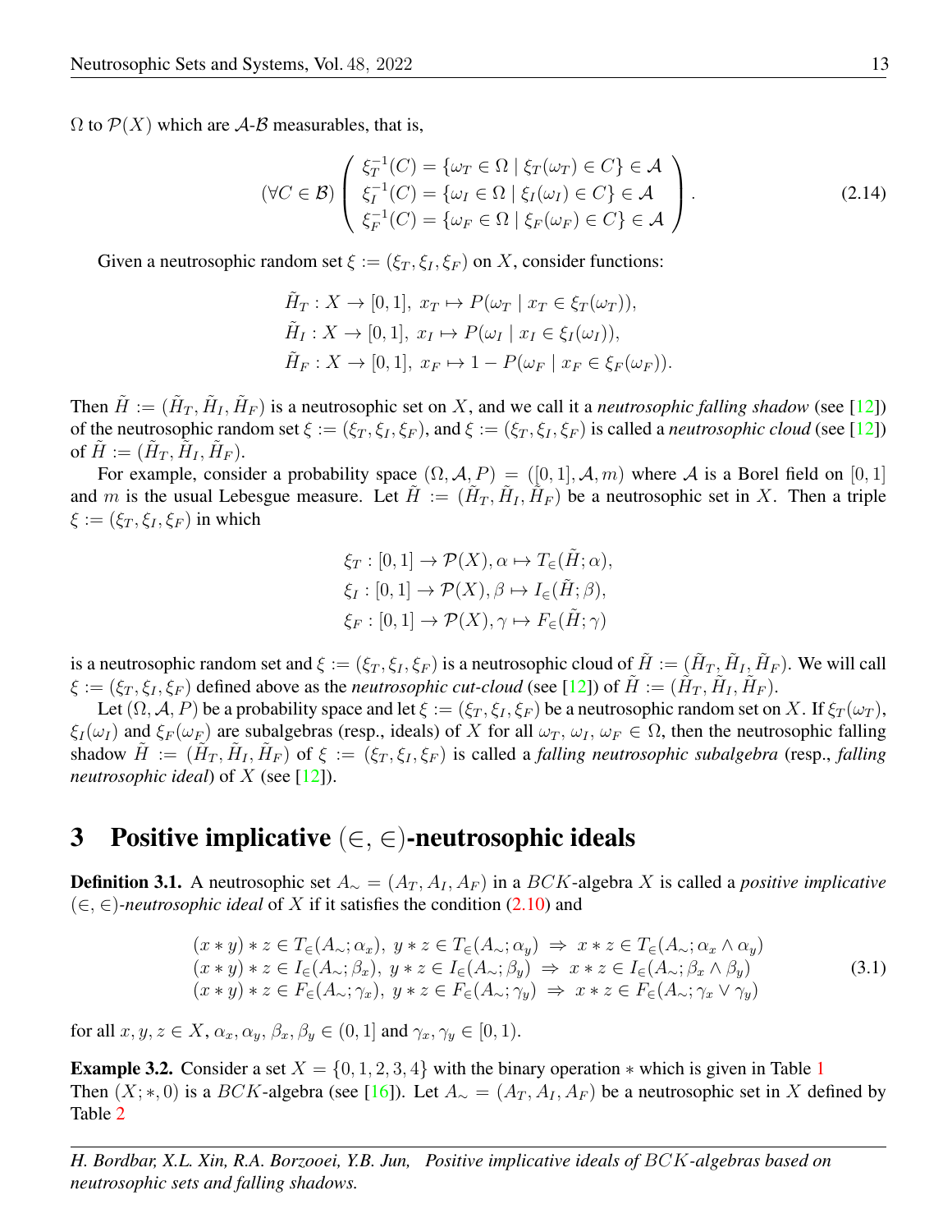$\Omega$ to $\mathcal{P}(X)$ which are $\mathcal{A}$-$\mathcal{B}$ measurables, that is,

$$(\forall C \in \mathcal{B}) \left( \begin{array}{l} \xi_T^{-1}(C) = \{\omega_T \in \Omega \mid \xi_T(\omega_T) \in C\} \in \mathcal{A} \\ \xi_I^{-1}(C) = \{\omega_I \in \Omega \mid \xi_I(\omega_I) \in C\} \in \mathcal{A} \\ \xi_F^{-1}(C) = \{\omega_F \in \Omega \mid \xi_F(\omega_F) \in C\} \in \mathcal{A} \end{array} \right). \tag{2.14}$$

Given a neutrosophic random set $\xi := (\xi_T, \xi_I, \xi_F)$ on $X$, consider functions:

$$\begin{aligned} &\tilde{H}_T : X \to [0,1],\ x_T \mapsto P(\omega_T \mid x_T \in \xi_T(\omega_T)), \\ &\tilde{H}_I : X \to [0,1],\ x_I \mapsto P(\omega_I \mid x_I \in \xi_I(\omega_I)), \\ &\tilde{H}_F : X \to [0,1],\ x_F \mapsto 1 - P(\omega_F \mid x_F \in \xi_F(\omega_F)). \end{aligned}$$

Then $\tilde{H} := (\tilde{H}_T, \tilde{H}_I, \tilde{H}_F)$ is a neutrosophic set on $X$, and we call it a *neutrosophic falling shadow* (see [12]) of the neutrosophic random set $\xi := (\xi_T, \xi_I, \xi_F)$, and $\xi := (\xi_T, \xi_I, \xi_F)$ is called a *neutrosophic cloud* (see [12]) of $\tilde{H} := (\tilde{H}_T, \tilde{H}_I, \tilde{H}_F)$.

For example, consider a probability space $(\Omega, \mathcal{A}, P) = ([0,1], \mathcal{A}, m)$ where $\mathcal{A}$ is a Borel field on $[0,1]$ and $m$ is the usual Lebesgue measure. Let $\tilde{H} := (\tilde{H}_T, \tilde{H}_I, \tilde{H}_F)$ be a neutrosophic set in $X$. Then a triple $\xi := (\xi_T, \xi_I, \xi_F)$ in which

$$\begin{aligned} &\xi_T : [0,1] \to \mathcal{P}(X), \alpha \mapsto T_\in(\tilde{H}; \alpha), \\ &\xi_I : [0,1] \to \mathcal{P}(X), \beta \mapsto I_\in(\tilde{H}; \beta), \\ &\xi_F : [0,1] \to \mathcal{P}(X), \gamma \mapsto F_\in(\tilde{H}; \gamma) \end{aligned}$$

is a neutrosophic random set and $\xi := (\xi_T, \xi_I, \xi_F)$ is a neutrosophic cloud of $\tilde{H} := (\tilde{H}_T, \tilde{H}_I, \tilde{H}_F)$. We will call $\xi := (\xi_T, \xi_I, \xi_F)$ defined above as the *neutrosophic cut-cloud* (see [12]) of $\tilde{H} := (\tilde{H}_T, \tilde{H}_I, \tilde{H}_F)$.

Let $(\Omega, \mathcal{A}, P)$ be a probability space and let $\xi := (\xi_T, \xi_I, \xi_F)$ be a neutrosophic random set on $X$. If $\xi_T(\omega_T)$, $\xi_I(\omega_I)$ and $\xi_F(\omega_F)$ are subalgebras (resp., ideals) of $X$ for all $\omega_T$, $\omega_I$, $\omega_F \in \Omega$, then the neutrosophic falling shadow $\tilde{H} := (\tilde{H}_T, \tilde{H}_I, \tilde{H}_F)$ of $\xi := (\xi_T, \xi_I, \xi_F)$ is called a *falling neutrosophic subalgebra* (resp., *falling neutrosophic ideal*) of $X$ (see [12]).

# 3 Positive implicative $(\in, \in)$-neutrosophic ideals

**Definition 3.1.** A neutrosophic set $A_\sim = (A_T, A_I, A_F)$ in a $BCK$-algebra $X$ is called a *positive implicative* $(\in, \in)$*-neutrosophic ideal* of $X$ if it satisfies the condition (2.10) and

$$\begin{array}{l} (x * y) * z \in T_\in(A_\sim; \alpha_x),\ y * z \in T_\in(A_\sim; \alpha_y) \ \Rightarrow\ x * z \in T_\in(A_\sim; \alpha_x \wedge \alpha_y) \\ (x * y) * z \in I_\in(A_\sim; \beta_x),\ y * z \in I_\in(A_\sim; \beta_y) \ \Rightarrow\ x * z \in I_\in(A_\sim; \beta_x \wedge \beta_y) \\ (x * y) * z \in F_\in(A_\sim; \gamma_x),\ y * z \in F_\in(A_\sim; \gamma_y) \ \Rightarrow\ x * z \in F_\in(A_\sim; \gamma_x \vee \gamma_y) \end{array} \tag{3.1}$$

for all $x, y, z \in X$, $\alpha_x, \alpha_y, \beta_x, \beta_y \in (0,1]$ and $\gamma_x, \gamma_y \in [0,1)$.

**Example 3.2.** Consider a set $X = \{0,1,2,3,4\}$ with the binary operation $*$ which is given in Table 1 Then $(X; *, 0)$ is a $BCK$-algebra (see [16]). Let $A_\sim = (A_T, A_I, A_F)$ be a neutrosophic set in $X$ defined by Table 2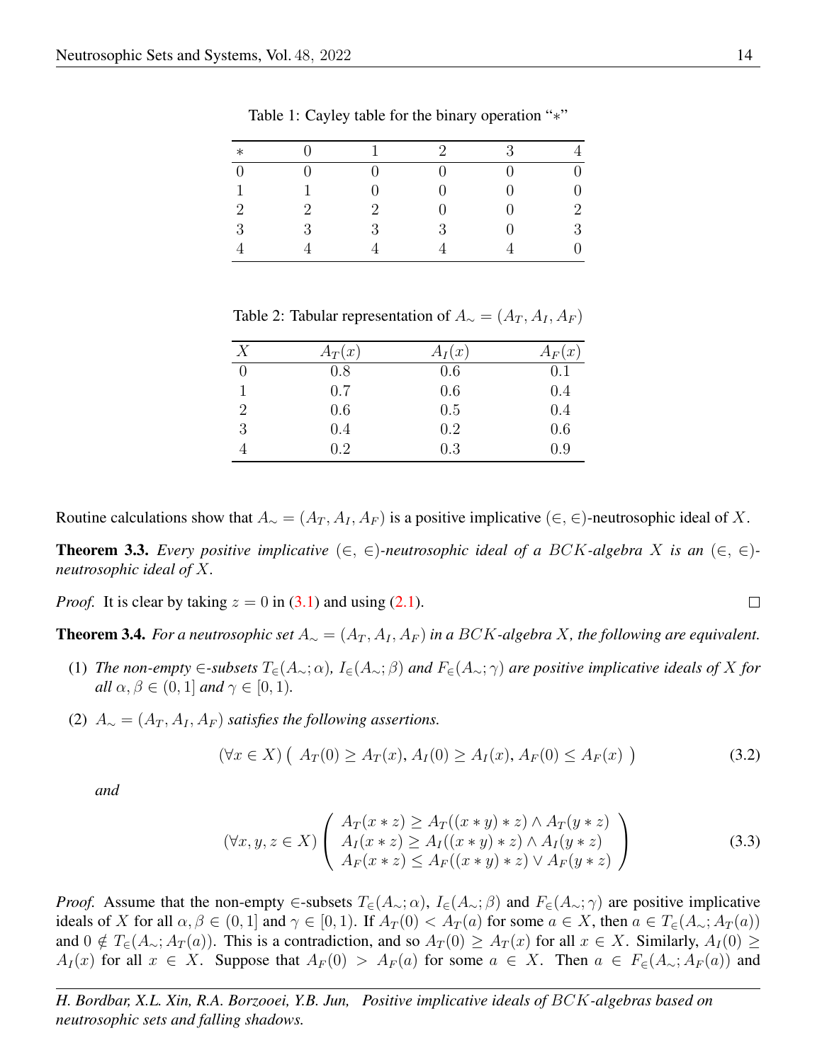Table 1: Cayley table for the binary operation "$*$"

| $*$ | 0 | 1 | 2 | 3 | 4 |
|---|---|---|---|---|---|
| 0 | 0 | 0 | 0 | 0 | 0 |
| 1 | 1 | 0 | 0 | 0 | 0 |
| 2 | 2 | 2 | 0 | 0 | 2 |
| 3 | 3 | 3 | 3 | 0 | 3 |
| 4 | 4 | 4 | 4 | 4 | 0 |

Table 2: Tabular representation of $A_\sim = (A_T, A_I, A_F)$

| $X$ | $A_T(x)$ | $A_I(x)$ | $A_F(x)$ |
|---|---|---|---|
| 0 | 0.8 | 0.6 | 0.1 |
| 1 | 0.7 | 0.6 | 0.4 |
| 2 | 0.6 | 0.5 | 0.4 |
| 3 | 0.4 | 0.2 | 0.6 |
| 4 | 0.2 | 0.3 | 0.9 |

Routine calculations show that $A_\sim = (A_T, A_I, A_F)$ is a positive implicative $(\in, \in)$-neutrosophic ideal of $X$.

**Theorem 3.3.** *Every positive implicative $(\in, \in)$-neutrosophic ideal of a $BCK$-algebra $X$ is an $(\in, \in)$-neutrosophic ideal of $X$.*

*Proof.* It is clear by taking $z = 0$ in (3.1) and using (2.1). $\square$

**Theorem 3.4.** *For a neutrosophic set $A_\sim = (A_T, A_I, A_F)$ in a $BCK$-algebra $X$, the following are equivalent.*

(1) *The non-empty $\in$-subsets $T_\in(A_\sim; \alpha)$, $I_\in(A_\sim; \beta)$ and $F_\in(A_\sim; \gamma)$ are positive implicative ideals of $X$ for all $\alpha, \beta \in (0, 1]$ and $\gamma \in [0, 1)$.*

(2) *$A_\sim = (A_T, A_I, A_F)$ satisfies the following assertions.*

$$(\forall x \in X)\left(\ A_T(0) \geq A_T(x), A_I(0) \geq A_I(x), A_F(0) \leq A_F(x)\ \right) \tag{3.2}$$

*and*

$$(\forall x, y, z \in X)\begin{pmatrix} A_T(x * z) \geq A_T((x * y) * z) \wedge A_T(y * z) \\ A_I(x * z) \geq A_I((x * y) * z) \wedge A_I(y * z) \\ A_F(x * z) \leq A_F((x * y) * z) \vee A_F(y * z) \end{pmatrix} \tag{3.3}$$

*Proof.* Assume that the non-empty $\in$-subsets $T_\in(A_\sim; \alpha)$, $I_\in(A_\sim; \beta)$ and $F_\in(A_\sim; \gamma)$ are positive implicative ideals of $X$ for all $\alpha, \beta \in (0, 1]$ and $\gamma \in [0, 1)$. If $A_T(0) < A_T(a)$ for some $a \in X$, then $a \in T_\in(A_\sim; A_T(a))$ and $0 \notin T_\in(A_\sim; A_T(a))$. This is a contradiction, and so $A_T(0) \geq A_T(x)$ for all $x \in X$. Similarly, $A_I(0) \geq A_I(x)$ for all $x \in X$. Suppose that $A_F(0) > A_F(a)$ for some $a \in X$. Then $a \in F_\in(A_\sim; A_F(a))$ and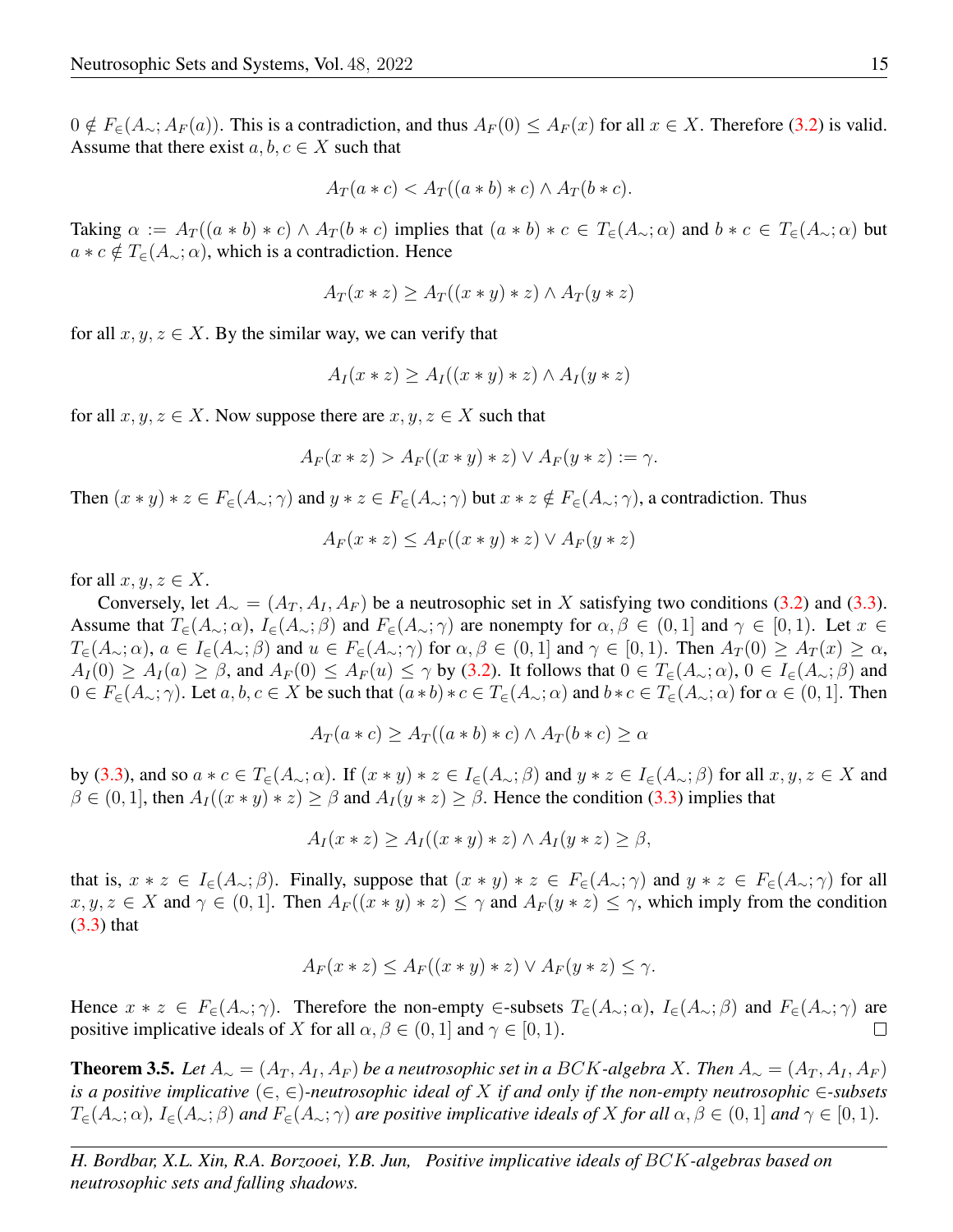$0 \notin F_{\in}(A_{\sim}; A_F(a))$. This is a contradiction, and thus $A_F(0) \leq A_F(x)$ for all $x \in X$. Therefore (3.2) is valid. Assume that there exist $a, b, c \in X$ such that

$$A_T(a * c) < A_T((a * b) * c) \wedge A_T(b * c).$$

Taking $\alpha := A_T((a * b) * c) \wedge A_T(b * c)$ implies that $(a * b) * c \in T_{\in}(A_{\sim}; \alpha)$ and $b * c \in T_{\in}(A_{\sim}; \alpha)$ but $a * c \notin T_{\in}(A_{\sim}; \alpha)$, which is a contradiction. Hence

$$A_T(x * z) \geq A_T((x * y) * z) \wedge A_T(y * z)$$

for all $x, y, z \in X$. By the similar way, we can verify that

$$A_I(x * z) \geq A_I((x * y) * z) \wedge A_I(y * z)$$

for all $x, y, z \in X$. Now suppose there are $x, y, z \in X$ such that

$$A_F(x * z) > A_F((x * y) * z) \vee A_F(y * z) := \gamma.$$

Then $(x * y) * z \in F_{\in}(A_{\sim}; \gamma)$ and $y * z \in F_{\in}(A_{\sim}; \gamma)$ but $x * z \notin F_{\in}(A_{\sim}; \gamma)$, a contradiction. Thus

$$A_F(x * z) \leq A_F((x * y) * z) \vee A_F(y * z)$$

for all $x, y, z \in X$.

Conversely, let $A_{\sim} = (A_T, A_I, A_F)$ be a neutrosophic set in $X$ satisfying two conditions (3.2) and (3.3). Assume that $T_{\in}(A_{\sim}; \alpha)$, $I_{\in}(A_{\sim}; \beta)$ and $F_{\in}(A_{\sim}; \gamma)$ are nonempty for $\alpha, \beta \in (0, 1]$ and $\gamma \in [0, 1)$. Let $x \in T_{\in}(A_{\sim}; \alpha)$, $a \in I_{\in}(A_{\sim}; \beta)$ and $u \in F_{\in}(A_{\sim}; \gamma)$ for $\alpha, \beta \in (0, 1]$ and $\gamma \in [0, 1)$. Then $A_T(0) \geq A_T(x) \geq \alpha$, $A_I(0) \geq A_I(a) \geq \beta$, and $A_F(0) \leq A_F(u) \leq \gamma$ by (3.2). It follows that $0 \in T_{\in}(A_{\sim}; \alpha)$, $0 \in I_{\in}(A_{\sim}; \beta)$ and $0 \in F_{\in}(A_{\sim}; \gamma)$. Let $a, b, c \in X$ be such that $(a * b) * c \in T_{\in}(A_{\sim}; \alpha)$ and $b * c \in T_{\in}(A_{\sim}; \alpha)$ for $\alpha \in (0, 1]$. Then

$$A_T(a * c) \geq A_T((a * b) * c) \wedge A_T(b * c) \geq \alpha$$

by (3.3), and so $a * c \in T_{\in}(A_{\sim}; \alpha)$. If $(x * y) * z \in I_{\in}(A_{\sim}; \beta)$ and $y * z \in I_{\in}(A_{\sim}; \beta)$ for all $x, y, z \in X$ and $\beta \in (0, 1]$, then $A_I((x * y) * z) \geq \beta$ and $A_I(y * z) \geq \beta$. Hence the condition (3.3) implies that

$$A_I(x * z) \geq A_I((x * y) * z) \wedge A_I(y * z) \geq \beta,$$

that is, $x * z \in I_{\in}(A_{\sim}; \beta)$. Finally, suppose that $(x * y) * z \in F_{\in}(A_{\sim}; \gamma)$ and $y * z \in F_{\in}(A_{\sim}; \gamma)$ for all $x, y, z \in X$ and $\gamma \in (0, 1]$. Then $A_F((x * y) * z) \leq \gamma$ and $A_F(y * z) \leq \gamma$, which imply from the condition (3.3) that

$$A_F(x * z) \leq A_F((x * y) * z) \vee A_F(y * z) \leq \gamma.$$

Hence $x * z \in F_{\in}(A_{\sim}; \gamma)$. Therefore the non-empty $\in$-subsets $T_{\in}(A_{\sim}; \alpha)$, $I_{\in}(A_{\sim}; \beta)$ and $F_{\in}(A_{\sim}; \gamma)$ are positive implicative ideals of $X$ for all $\alpha, \beta \in (0, 1]$ and $\gamma \in [0, 1)$. □

**Theorem 3.5.** *Let $A_{\sim} = (A_T, A_I, A_F)$ be a neutrosophic set in a $BCK$-algebra $X$. Then $A_{\sim} = (A_T, A_I, A_F)$ is a positive implicative $(\in, \in)$-neutrosophic ideal of $X$ if and only if the non-empty neutrosophic $\in$-subsets $T_{\in}(A_{\sim}; \alpha)$, $I_{\in}(A_{\sim}; \beta)$ and $F_{\in}(A_{\sim}; \gamma)$ are positive implicative ideals of $X$ for all $\alpha, \beta \in (0, 1]$ and $\gamma \in [0, 1)$.*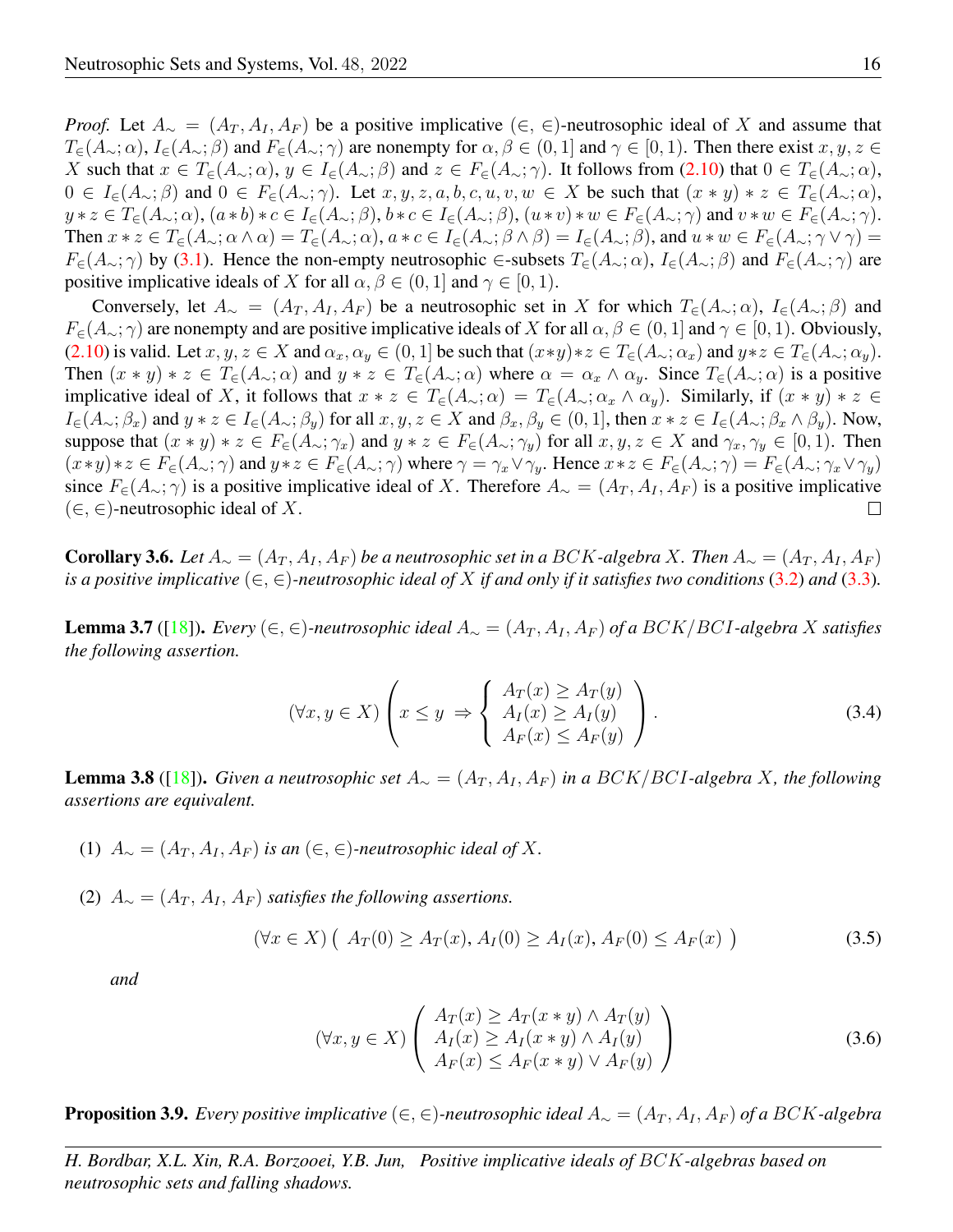*Proof.* Let $A_\sim = (A_T, A_I, A_F)$ be a positive implicative $(\in, \in)$-neutrosophic ideal of $X$ and assume that $T_\in(A_\sim;\alpha)$, $I_\in(A_\sim;\beta)$ and $F_\in(A_\sim;\gamma)$ are nonempty for $\alpha, \beta \in (0,1]$ and $\gamma \in [0,1)$. Then there exist $x, y, z \in X$ such that $x \in T_\in(A_\sim;\alpha)$, $y \in I_\in(A_\sim;\beta)$ and $z \in F_\in(A_\sim;\gamma)$. It follows from (2.10) that $0 \in T_\in(A_\sim;\alpha)$, $0 \in I_\in(A_\sim;\beta)$ and $0 \in F_\in(A_\sim;\gamma)$. Let $x, y, z, a, b, c, u, v, w \in X$ be such that $(x*y)*z \in T_\in(A_\sim;\alpha)$, $y*z \in T_\in(A_\sim;\alpha)$, $(a*b)*c \in I_\in(A_\sim;\beta)$, $b*c \in I_\in(A_\sim;\beta)$, $(u*v)*w \in F_\in(A_\sim;\gamma)$ and $v*w \in F_\in(A_\sim;\gamma)$. Then $x*z \in T_\in(A_\sim;\alpha\wedge\alpha) = T_\in(A_\sim;\alpha)$, $a*c \in I_\in(A_\sim;\beta\wedge\beta) = I_\in(A_\sim;\beta)$, and $u*w \in F_\in(A_\sim;\gamma\vee\gamma) = F_\in(A_\sim;\gamma)$ by (3.1). Hence the non-empty neutrosophic $\in$-subsets $T_\in(A_\sim;\alpha)$, $I_\in(A_\sim;\beta)$ and $F_\in(A_\sim;\gamma)$ are positive implicative ideals of $X$ for all $\alpha, \beta \in (0,1]$ and $\gamma \in [0,1)$.

Conversely, let $A_\sim = (A_T, A_I, A_F)$ be a neutrosophic set in $X$ for which $T_\in(A_\sim;\alpha)$, $I_\in(A_\sim;\beta)$ and $F_\in(A_\sim;\gamma)$ are nonempty and are positive implicative ideals of $X$ for all $\alpha, \beta \in (0,1]$ and $\gamma \in [0,1)$. Obviously, (2.10) is valid. Let $x, y, z \in X$ and $\alpha_x, \alpha_y \in (0,1]$ be such that $(x*y)*z \in T_\in(A_\sim;\alpha_x)$ and $y*z \in T_\in(A_\sim;\alpha_y)$. Then $(x*y)*z \in T_\in(A_\sim;\alpha)$ and $y*z \in T_\in(A_\sim;\alpha)$ where $\alpha = \alpha_x \wedge \alpha_y$. Since $T_\in(A_\sim;\alpha)$ is a positive implicative ideal of $X$, it follows that $x*z \in T_\in(A_\sim;\alpha) = T_\in(A_\sim;\alpha_x\wedge\alpha_y)$. Similarly, if $(x*y)*z \in I_\in(A_\sim;\beta_x)$ and $y*z \in I_\in(A_\sim;\beta_y)$ for all $x, y, z \in X$ and $\beta_x, \beta_y \in (0,1]$, then $x*z \in I_\in(A_\sim;\beta_x\wedge\beta_y)$. Now, suppose that $(x*y)*z \in F_\in(A_\sim;\gamma_x)$ and $y*z \in F_\in(A_\sim;\gamma_y)$ for all $x, y, z \in X$ and $\gamma_x, \gamma_y \in [0,1)$. Then $(x*y)*z \in F_\in(A_\sim;\gamma)$ and $y*z \in F_\in(A_\sim;\gamma)$ where $\gamma = \gamma_x \vee \gamma_y$. Hence $x*z \in F_\in(A_\sim;\gamma) = F_\in(A_\sim;\gamma_x\vee\gamma_y)$ since $F_\in(A_\sim;\gamma)$ is a positive implicative ideal of $X$. Therefore $A_\sim = (A_T, A_I, A_F)$ is a positive implicative $(\in, \in)$-neutrosophic ideal of $X$. □

**Corollary 3.6.** *Let $A_\sim = (A_T, A_I, A_F)$ be a neutrosophic set in a $BCK$-algebra $X$. Then $A_\sim = (A_T, A_I, A_F)$ is a positive implicative $(\in, \in)$-neutrosophic ideal of $X$ if and only if it satisfies two conditions (3.2) and (3.3).*

**Lemma 3.7** ([18]). *Every $(\in, \in)$-neutrosophic ideal $A_\sim = (A_T, A_I, A_F)$ of a $BCK/BCI$-algebra $X$ satisfies the following assertion.*

$$(\forall x, y \in X)\left( x \leq y \;\Rightarrow \left\{ \begin{array}{l} A_T(x) \geq A_T(y) \\ A_I(x) \geq A_I(y) \\ A_F(x) \leq A_F(y) \end{array} \right. \right). \tag{3.4}$$

**Lemma 3.8** ([18]). *Given a neutrosophic set $A_\sim = (A_T, A_I, A_F)$ in a $BCK/BCI$-algebra $X$, the following assertions are equivalent.*

(1) *$A_\sim = (A_T, A_I, A_F)$ is an $(\in, \in)$-neutrosophic ideal of $X$.*

(2) *$A_\sim = (A_T, A_I, A_F)$ satisfies the following assertions.*

$$(\forall x \in X)\left( A_T(0) \geq A_T(x),\, A_I(0) \geq A_I(x),\, A_F(0) \leq A_F(x) \right) \tag{3.5}$$

*and*

$$(\forall x, y \in X)\left( \begin{array}{l} A_T(x) \geq A_T(x*y) \wedge A_T(y) \\ A_I(x) \geq A_I(x*y) \wedge A_I(y) \\ A_F(x) \leq A_F(x*y) \vee A_F(y) \end{array} \right) \tag{3.6}$$

**Proposition 3.9.** *Every positive implicative $(\in, \in)$-neutrosophic ideal $A_\sim = (A_T, A_I, A_F)$ of a $BCK$-algebra*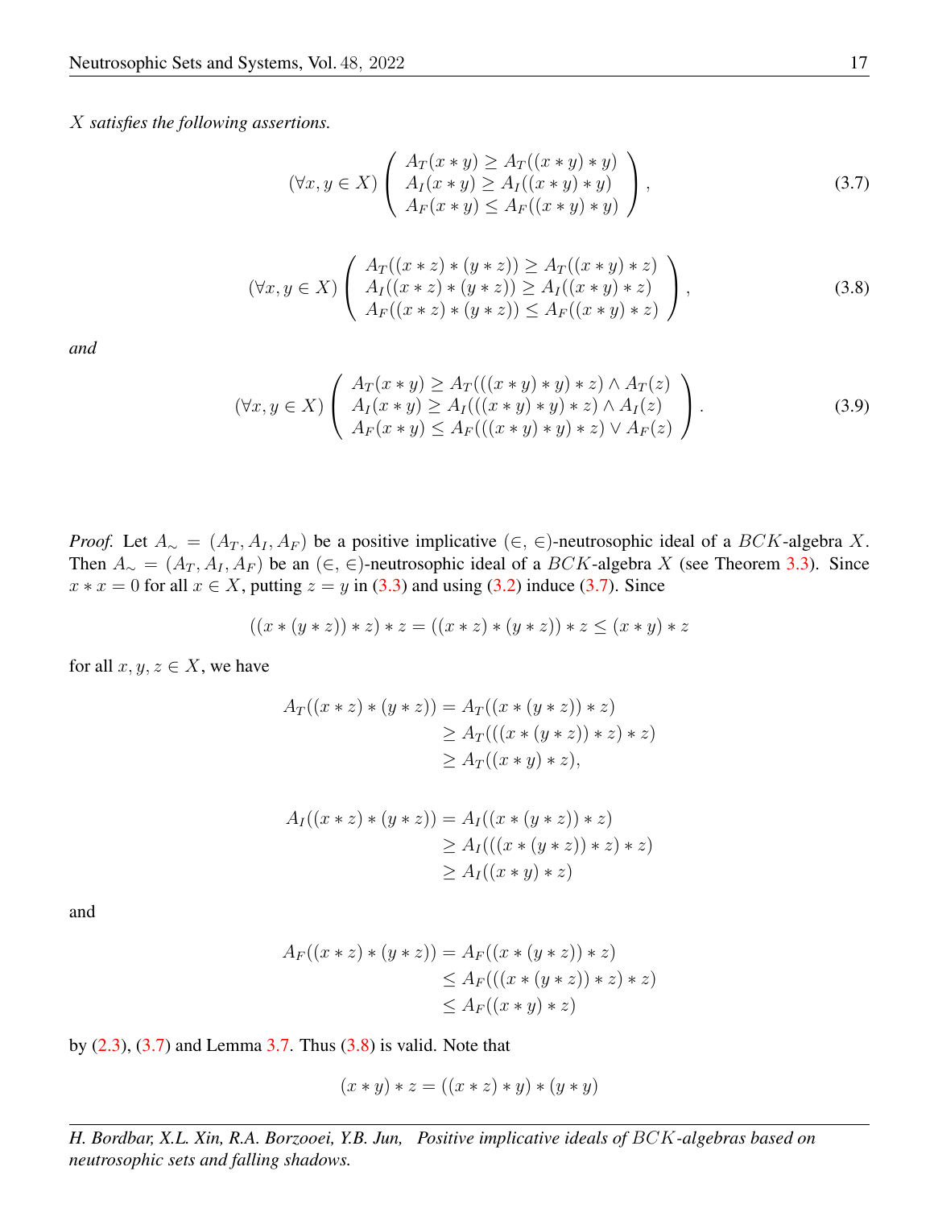*X satisfies the following assertions.*

$$(\forall x, y \in X) \left( \begin{array}{l} A_T(x * y) \geq A_T((x * y) * y) \\ A_I(x * y) \geq A_I((x * y) * y) \\ A_F(x * y) \leq A_F((x * y) * y) \end{array} \right), \tag{3.7}$$

$$(\forall x, y \in X) \left( \begin{array}{l} A_T((x * z) * (y * z)) \geq A_T((x * y) * z) \\ A_I((x * z) * (y * z)) \geq A_I((x * y) * z) \\ A_F((x * z) * (y * z)) \leq A_F((x * y) * z) \end{array} \right), \tag{3.8}$$

*and*

$$(\forall x, y \in X) \left( \begin{array}{l} A_T(x * y) \geq A_T(((x * y) * y) * z) \wedge A_T(z) \\ A_I(x * y) \geq A_I(((x * y) * y) * z) \wedge A_I(z) \\ A_F(x * y) \leq A_F(((x * y) * y) * z) \vee A_F(z) \end{array} \right). \tag{3.9}$$

*Proof.* Let $A_\sim = (A_T, A_I, A_F)$ be a positive implicative $(\in, \in)$-neutrosophic ideal of a $BCK$-algebra $X$. Then $A_\sim = (A_T, A_I, A_F)$ be an $(\in, \in)$-neutrosophic ideal of a $BCK$-algebra $X$ (see Theorem 3.3). Since $x * x = 0$ for all $x \in X$, putting $z = y$ in (3.3) and using (3.2) induce (3.7). Since

$$((x * (y * z)) * z) * z = ((x * z) * (y * z)) * z \leq (x * y) * z$$

for all $x, y, z \in X$, we have

$$\begin{aligned} A_T((x * z) * (y * z)) &= A_T((x * (y * z)) * z) \\ &\geq A_T(((x * (y * z)) * z) * z) \\ &\geq A_T((x * y) * z), \end{aligned}$$

$$\begin{aligned} A_I((x * z) * (y * z)) &= A_I((x * (y * z)) * z) \\ &\geq A_I(((x * (y * z)) * z) * z) \\ &\geq A_I((x * y) * z) \end{aligned}$$

and

$$\begin{aligned} A_F((x * z) * (y * z)) &= A_F((x * (y * z)) * z) \\ &\leq A_F(((x * (y * z)) * z) * z) \\ &\leq A_F((x * y) * z) \end{aligned}$$

by (2.3), (3.7) and Lemma 3.7. Thus (3.8) is valid. Note that

$$(x * y) * z = ((x * z) * y) * (y * y)$$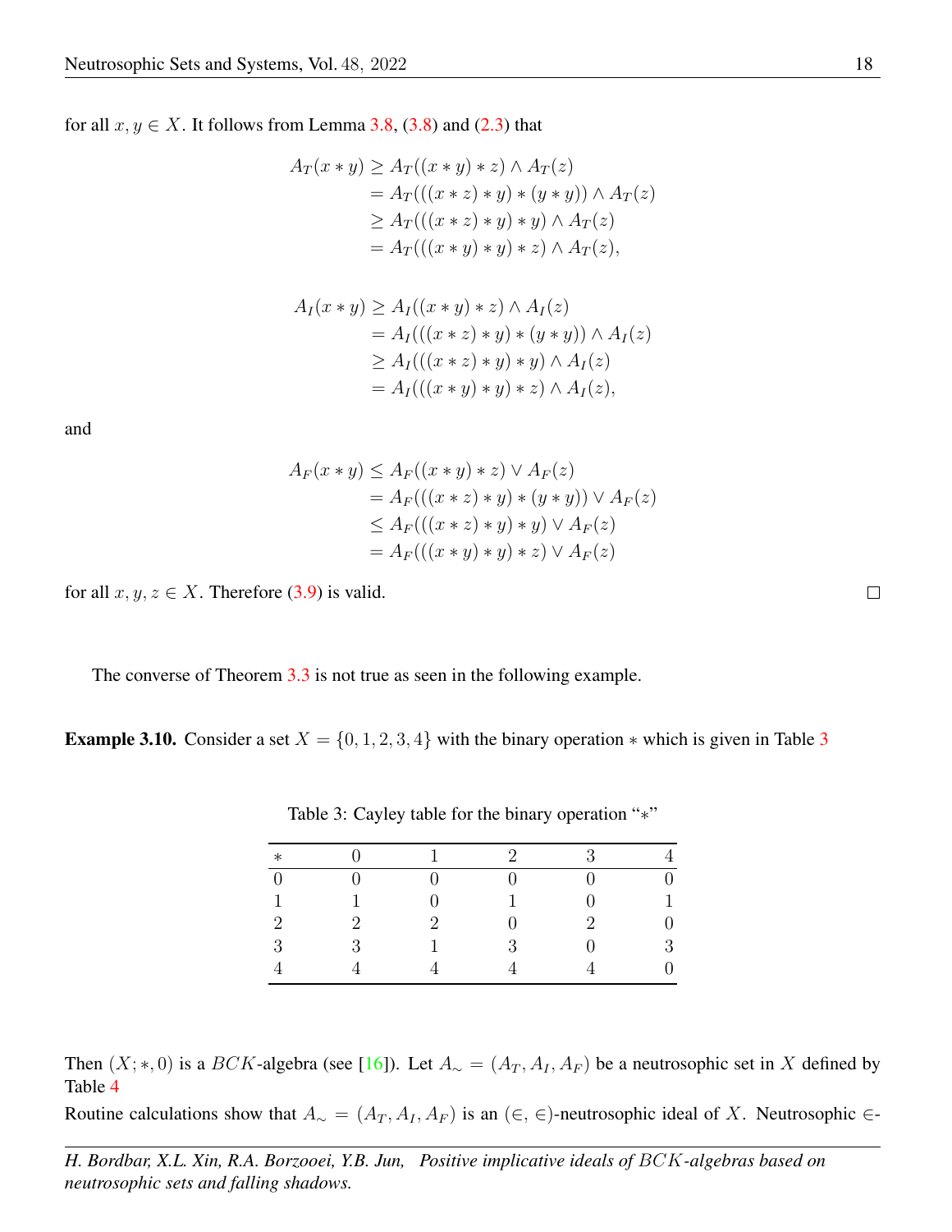for all $x, y \in X$. It follows from Lemma 3.8, (3.8) and (2.3) that

$$
\begin{aligned}
A_T(x * y) &\geq A_T((x * y) * z) \wedge A_T(z) \\
&= A_T(((x * z) * y) * (y * y)) \wedge A_T(z) \\
&\geq A_T(((x * z) * y) * y) \wedge A_T(z) \\
&= A_T(((x * y) * y) * z) \wedge A_T(z),
\end{aligned}
$$

$$
\begin{aligned}
A_I(x * y) &\geq A_I((x * y) * z) \wedge A_I(z) \\
&= A_I(((x * z) * y) * (y * y)) \wedge A_I(z) \\
&\geq A_I(((x * z) * y) * y) \wedge A_I(z) \\
&= A_I(((x * y) * y) * z) \wedge A_I(z),
\end{aligned}
$$

and

$$
\begin{aligned}
A_F(x * y) &\leq A_F((x * y) * z) \vee A_F(z) \\
&= A_F(((x * z) * y) * (y * y)) \vee A_F(z) \\
&\leq A_F(((x * z) * y) * y) \vee A_F(z) \\
&= A_F(((x * y) * y) * z) \vee A_F(z)
\end{aligned}
$$

for all $x, y, z \in X$. Therefore (3.9) is valid. □

The converse of Theorem 3.3 is not true as seen in the following example.

**Example 3.10.** Consider a set $X = \{0, 1, 2, 3, 4\}$ with the binary operation $*$ which is given in Table 3

Table 3: Cayley table for the binary operation "$*$"

| $*$ | 0 | 1 | 2 | 3 | 4 |
|---|---|---|---|---|---|
| 0 | 0 | 0 | 0 | 0 | 0 |
| 1 | 1 | 0 | 1 | 0 | 1 |
| 2 | 2 | 2 | 0 | 2 | 0 |
| 3 | 3 | 1 | 3 | 0 | 3 |
| 4 | 4 | 4 | 4 | 4 | 0 |

Then $(X; *, 0)$ is a $BCK$-algebra (see [16]). Let $A_\sim = (A_T, A_I, A_F)$ be a neutrosophic set in $X$ defined by Table 4

Routine calculations show that $A_\sim = (A_T, A_I, A_F)$ is an $(\in, \in)$-neutrosophic ideal of $X$. Neutrosophic $\in$-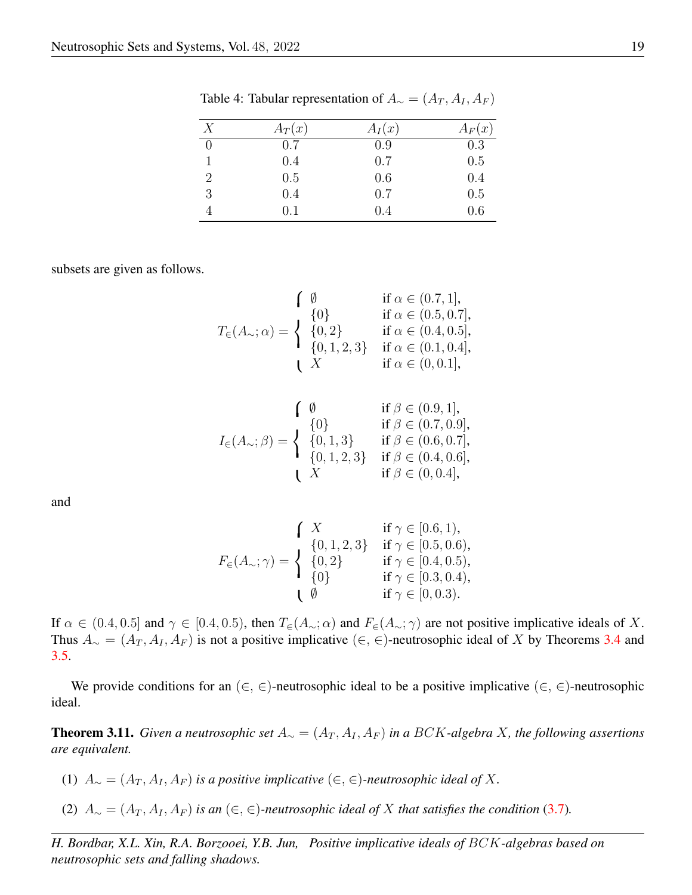Table 4: Tabular representation of $A_\sim = (A_T, A_I, A_F)$

| $X$ | $A_T(x)$ | $A_I(x)$ | $A_F(x)$ |
|---|---|---|---|
| 0 | 0.7 | 0.9 | 0.3 |
| 1 | 0.4 | 0.7 | 0.5 |
| 2 | 0.5 | 0.6 | 0.4 |
| 3 | 0.4 | 0.7 | 0.5 |
| 4 | 0.1 | 0.4 | 0.6 |

subsets are given as follows.

$$T_\in(A_\sim;\alpha) = \begin{cases} \emptyset & \text{if } \alpha \in (0.7, 1], \\ \{0\} & \text{if } \alpha \in (0.5, 0.7], \\ \{0, 2\} & \text{if } \alpha \in (0.4, 0.5], \\ \{0, 1, 2, 3\} & \text{if } \alpha \in (0.1, 0.4], \\ X & \text{if } \alpha \in (0, 0.1], \end{cases}$$

$$I_\in(A_\sim;\beta) = \begin{cases} \emptyset & \text{if } \beta \in (0.9, 1], \\ \{0\} & \text{if } \beta \in (0.7, 0.9], \\ \{0, 1, 3\} & \text{if } \beta \in (0.6, 0.7], \\ \{0, 1, 2, 3\} & \text{if } \beta \in (0.4, 0.6], \\ X & \text{if } \beta \in (0, 0.4], \end{cases}$$

and

$$F_\in(A_\sim;\gamma) = \begin{cases} X & \text{if } \gamma \in [0.6, 1), \\ \{0, 1, 2, 3\} & \text{if } \gamma \in [0.5, 0.6), \\ \{0, 2\} & \text{if } \gamma \in [0.4, 0.5), \\ \{0\} & \text{if } \gamma \in [0.3, 0.4), \\ \emptyset & \text{if } \gamma \in [0, 0.3). \end{cases}$$

If $\alpha \in (0.4, 0.5]$ and $\gamma \in [0.4, 0.5)$, then $T_\in(A_\sim;\alpha)$ and $F_\in(A_\sim;\gamma)$ are not positive implicative ideals of $X$. Thus $A_\sim = (A_T, A_I, A_F)$ is not a positive implicative $(\in, \in)$-neutrosophic ideal of $X$ by Theorems 3.4 and 3.5.

We provide conditions for an $(\in, \in)$-neutrosophic ideal to be a positive implicative $(\in, \in)$-neutrosophic ideal.

**Theorem 3.11.** *Given a neutrosophic set $A_\sim = (A_T, A_I, A_F)$ in a $BCK$-algebra $X$, the following assertions are equivalent.*

(1) $A_\sim = (A_T, A_I, A_F)$ *is a positive implicative $(\in, \in)$-neutrosophic ideal of $X$.*

(2) $A_\sim = (A_T, A_I, A_F)$ *is an $(\in, \in)$-neutrosophic ideal of $X$ that satisfies the condition (3.7).*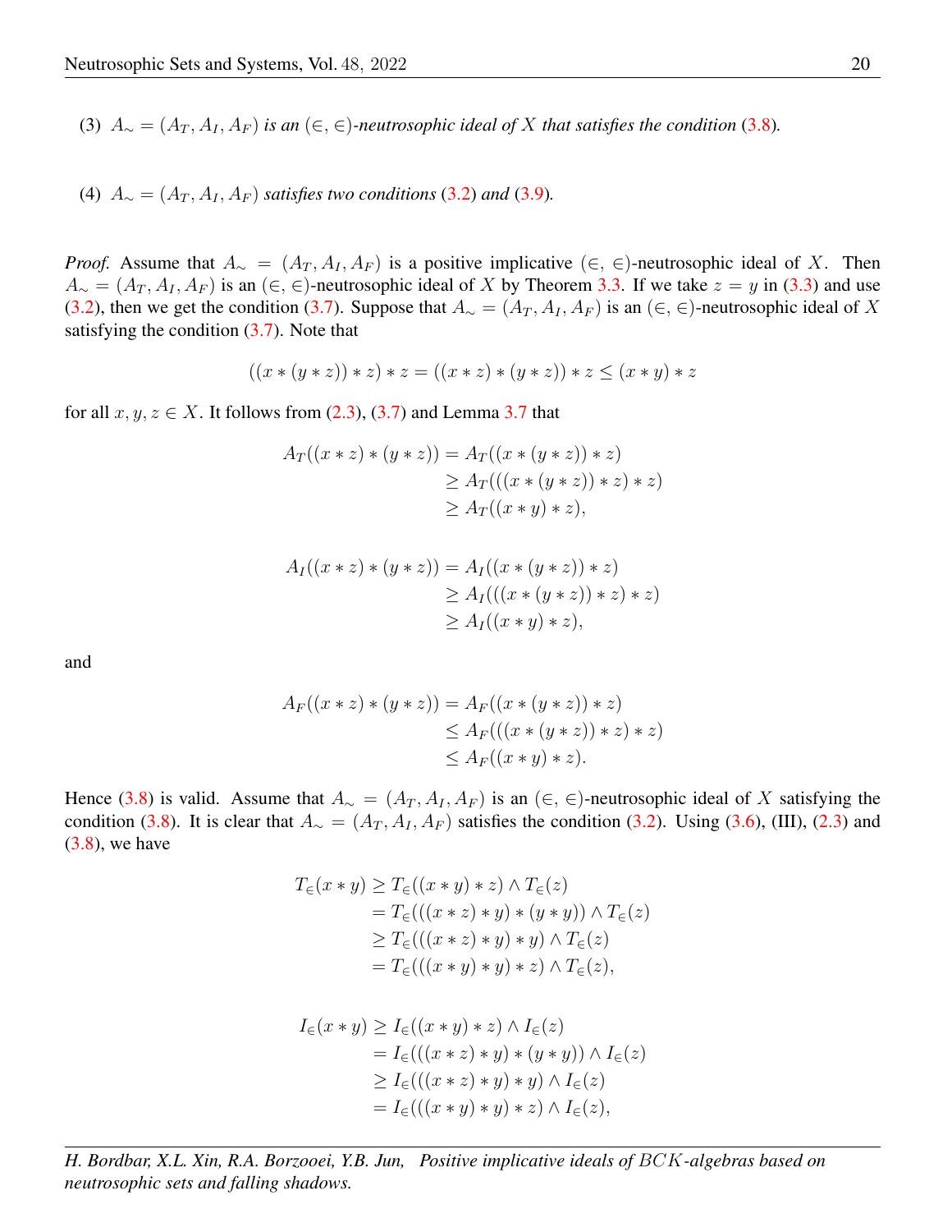(3) $A_\sim = (A_T, A_I, A_F)$ *is an* $(\in, \in)$*-neutrosophic ideal of* $X$ *that satisfies the condition* (3.8)*.*

(4) $A_\sim = (A_T, A_I, A_F)$ *satisfies two conditions* (3.2) *and* (3.9)*.*

*Proof.* Assume that $A_\sim = (A_T, A_I, A_F)$ is a positive implicative $(\in, \in)$-neutrosophic ideal of $X$. Then $A_\sim = (A_T, A_I, A_F)$ is an $(\in, \in)$-neutrosophic ideal of $X$ by Theorem 3.3. If we take $z = y$ in (3.3) and use (3.2), then we get the condition (3.7). Suppose that $A_\sim = (A_T, A_I, A_F)$ is an $(\in, \in)$-neutrosophic ideal of $X$ satisfying the condition (3.7). Note that

$$((x * (y * z)) * z) * z = ((x * z) * (y * z)) * z \leq (x * y) * z$$

for all $x, y, z \in X$. It follows from (2.3), (3.7) and Lemma 3.7 that

$$\begin{aligned} A_T((x * z) * (y * z)) &= A_T((x * (y * z)) * z) \\ &\geq A_T(((x * (y * z)) * z) * z) \\ &\geq A_T((x * y) * z), \end{aligned}$$

$$\begin{aligned} A_I((x * z) * (y * z)) &= A_I((x * (y * z)) * z) \\ &\geq A_I(((x * (y * z)) * z) * z) \\ &\geq A_I((x * y) * z), \end{aligned}$$

and

$$\begin{aligned} A_F((x * z) * (y * z)) &= A_F((x * (y * z)) * z) \\ &\leq A_F(((x * (y * z)) * z) * z) \\ &\leq A_F((x * y) * z). \end{aligned}$$

Hence (3.8) is valid. Assume that $A_\sim = (A_T, A_I, A_F)$ is an $(\in, \in)$-neutrosophic ideal of $X$ satisfying the condition (3.8). It is clear that $A_\sim = (A_T, A_I, A_F)$ satisfies the condition (3.2). Using (3.6), (III), (2.3) and (3.8), we have

$$\begin{aligned} T_\in(x * y) &\geq T_\in((x * y) * z) \wedge T_\in(z) \\ &= T_\in(((x * z) * y) * (y * y)) \wedge T_\in(z) \\ &\geq T_\in(((x * z) * y) * y) \wedge T_\in(z) \\ &= T_\in(((x * y) * y) * z) \wedge T_\in(z), \end{aligned}$$

$$\begin{aligned} I_\in(x * y) &\geq I_\in((x * y) * z) \wedge I_\in(z) \\ &= I_\in(((x * z) * y) * (y * y)) \wedge I_\in(z) \\ &\geq I_\in(((x * z) * y) * y) \wedge I_\in(z) \\ &= I_\in(((x * y) * y) * z) \wedge I_\in(z), \end{aligned}$$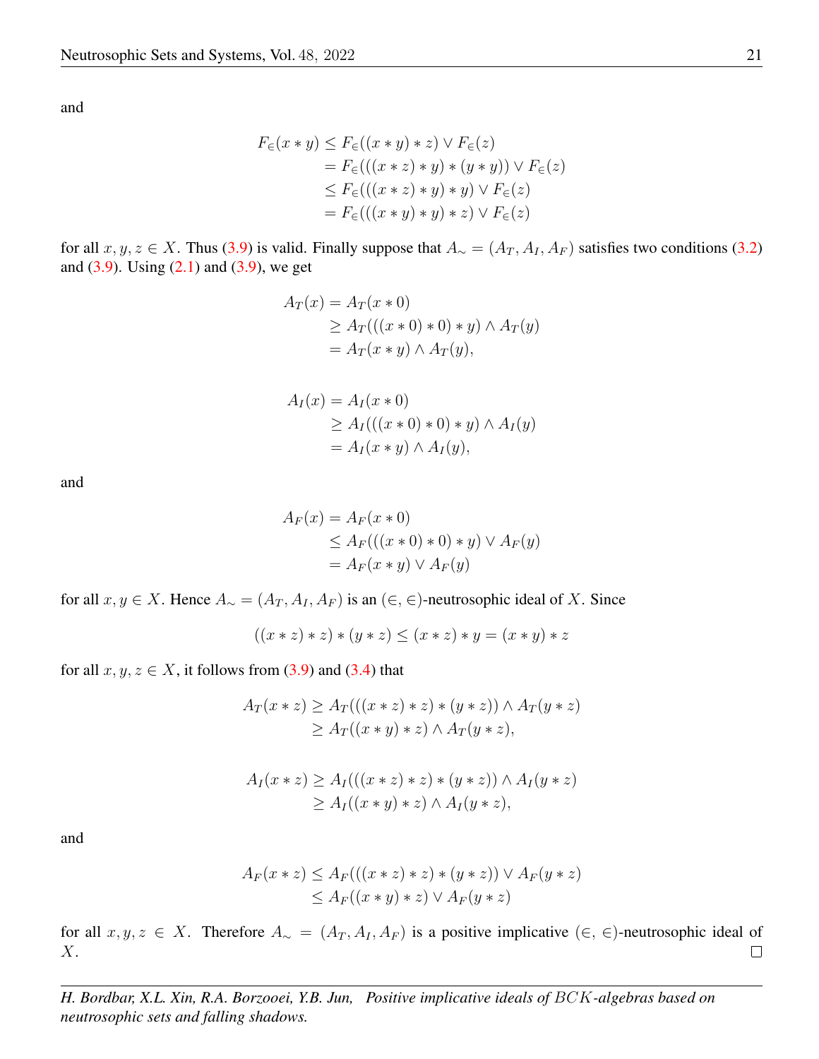and

$$
\begin{aligned}
F_{\in}(x*y) &\leq F_{\in}((x*y)*z) \vee F_{\in}(z) \\
&= F_{\in}(((x*z)*y)*(y*y)) \vee F_{\in}(z) \\
&\leq F_{\in}(((x*z)*y)*y) \vee F_{\in}(z) \\
&= F_{\in}(((x*y)*y)*z) \vee F_{\in}(z)
\end{aligned}
$$

for all $x, y, z \in X$. Thus (3.9) is valid. Finally suppose that $A_{\sim} = (A_T, A_I, A_F)$ satisfies two conditions (3.2) and (3.9). Using (2.1) and (3.9), we get

$$
\begin{aligned}
A_T(x) &= A_T(x*0) \\
&\geq A_T(((x*0)*0)*y) \wedge A_T(y) \\
&= A_T(x*y) \wedge A_T(y),
\end{aligned}
$$

$$
\begin{aligned}
A_I(x) &= A_I(x*0) \\
&\geq A_I(((x*0)*0)*y) \wedge A_I(y) \\
&= A_I(x*y) \wedge A_I(y),
\end{aligned}
$$

and

$$
\begin{aligned}
A_F(x) &= A_F(x*0) \\
&\leq A_F(((x*0)*0)*y) \vee A_F(y) \\
&= A_F(x*y) \vee A_F(y)
\end{aligned}
$$

for all $x, y \in X$. Hence $A_{\sim} = (A_T, A_I, A_F)$ is an $(\in, \in)$-neutrosophic ideal of $X$. Since

$$
((x*z)*z)*(y*z) \leq (x*z)*y = (x*y)*z
$$

for all $x, y, z \in X$, it follows from (3.9) and (3.4) that

$$
\begin{aligned}
A_T(x*z) &\geq A_T(((x*z)*z)*(y*z)) \wedge A_T(y*z) \\
&\geq A_T((x*y)*z) \wedge A_T(y*z),
\end{aligned}
$$

$$
\begin{aligned}
A_I(x*z) &\geq A_I(((x*z)*z)*(y*z)) \wedge A_I(y*z) \\
&\geq A_I((x*y)*z) \wedge A_I(y*z),
\end{aligned}
$$

and

$$
\begin{aligned}
A_F(x*z) &\leq A_F(((x*z)*z)*(y*z)) \vee A_F(y*z) \\
&\leq A_F((x*y)*z) \vee A_F(y*z)
\end{aligned}
$$

for all $x, y, z \in X$. Therefore $A_{\sim} = (A_T, A_I, A_F)$ is a positive implicative $(\in, \in)$-neutrosophic ideal of $X$. □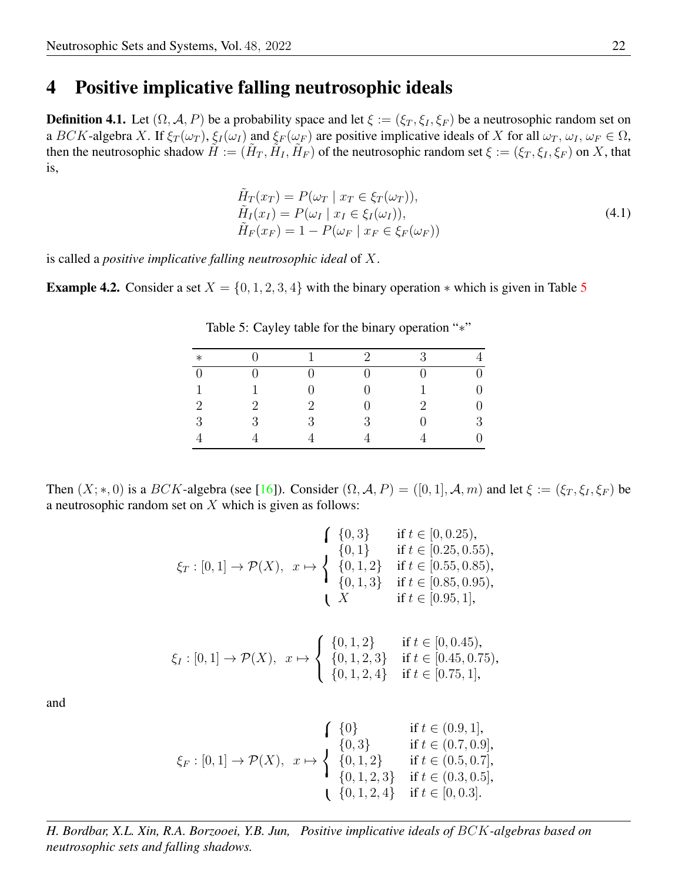## 4 Positive implicative falling neutrosophic ideals

**Definition 4.1.** Let $(\Omega, \mathcal{A}, P)$ be a probability space and let $\xi := (\xi_T, \xi_I, \xi_F)$ be a neutrosophic random set on a $BCK$-algebra $X$. If $\xi_T(\omega_T)$, $\xi_I(\omega_I)$ and $\xi_F(\omega_F)$ are positive implicative ideals of $X$ for all $\omega_T, \omega_I, \omega_F \in \Omega$, then the neutrosophic shadow $\tilde{H} := (\tilde{H}_T, \tilde{H}_I, \tilde{H}_F)$ of the neutrosophic random set $\xi := (\xi_T, \xi_I, \xi_F)$ on $X$, that is,

$$
\begin{aligned}
&\tilde{H}_T(x_T) = P(\omega_T \mid x_T \in \xi_T(\omega_T)),\\
&\tilde{H}_I(x_I) = P(\omega_I \mid x_I \in \xi_I(\omega_I)),\\
&\tilde{H}_F(x_F) = 1 - P(\omega_F \mid x_F \in \xi_F(\omega_F))
\end{aligned}
\tag{4.1}
$$

is called a *positive implicative falling neutrosophic ideal* of $X$.

**Example 4.2.** Consider a set $X = \{0, 1, 2, 3, 4\}$ with the binary operation $*$ which is given in Table 5

Table 5: Cayley table for the binary operation "$*$"

| $*$ | 0 | 1 | 2 | 3 | 4 |
|---|---|---|---|---|---|
| 0 | 0 | 0 | 0 | 0 | 0 |
| 1 | 1 | 0 | 0 | 1 | 0 |
| 2 | 2 | 2 | 0 | 2 | 0 |
| 3 | 3 | 3 | 3 | 0 | 3 |
| 4 | 4 | 4 | 4 | 4 | 0 |

Then $(X; *, 0)$ is a $BCK$-algebra (see [16]). Consider $(\Omega, \mathcal{A}, P) = ([0, 1], \mathcal{A}, m)$ and let $\xi := (\xi_T, \xi_I, \xi_F)$ be a neutrosophic random set on $X$ which is given as follows:

$$
\xi_T : [0,1] \to \mathcal{P}(X), \quad x \mapsto \begin{cases} \{0,3\} & \text{if } t \in [0, 0.25),\\ \{0,1\} & \text{if } t \in [0.25, 0.55),\\ \{0,1,2\} & \text{if } t \in [0.55, 0.85),\\ \{0,1,3\} & \text{if } t \in [0.85, 0.95),\\ X & \text{if } t \in [0.95, 1], \end{cases}
$$

$$
\xi_I : [0,1] \to \mathcal{P}(X), \quad x \mapsto \begin{cases} \{0,1,2\} & \text{if } t \in [0, 0.45),\\ \{0,1,2,3\} & \text{if } t \in [0.45, 0.75),\\ \{0,1,2,4\} & \text{if } t \in [0.75, 1], \end{cases}
$$

and

$$
\xi_F : [0,1] \to \mathcal{P}(X), \quad x \mapsto \begin{cases} \{0\} & \text{if } t \in (0.9, 1],\\ \{0,3\} & \text{if } t \in (0.7, 0.9],\\ \{0,1,2\} & \text{if } t \in (0.5, 0.7],\\ \{0,1,2,3\} & \text{if } t \in (0.3, 0.5],\\ \{0,1,2,4\} & \text{if } t \in [0, 0.3]. \end{cases}
$$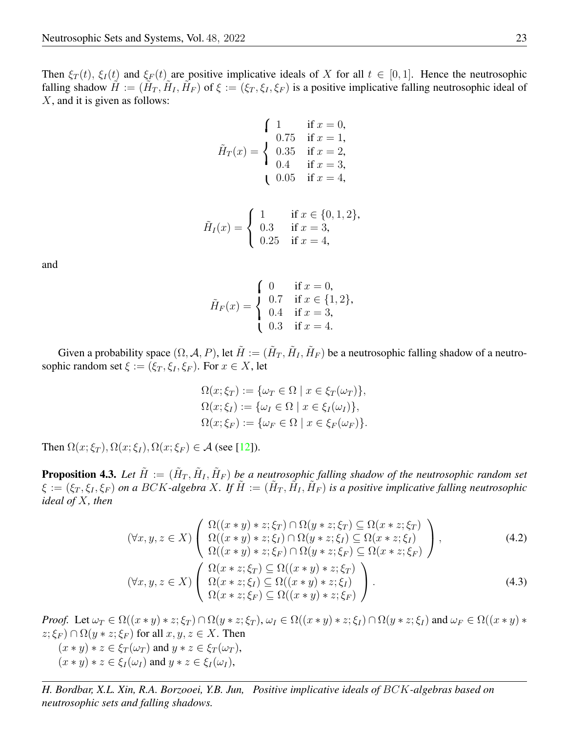Then $\xi_T(t)$, $\xi_I(t)$ and $\xi_F(t)$ are positive implicative ideals of $X$ for all $t \in [0,1]$. Hence the neutrosophic falling shadow $\tilde{H} := (\tilde{H}_T, \tilde{H}_I, \tilde{H}_F)$ of $\xi := (\xi_T, \xi_I, \xi_F)$ is a positive implicative falling neutrosophic ideal of $X$, and it is given as follows:

$$\tilde{H}_T(x) = \begin{cases} 1 & \text{if } x = 0, \\ 0.75 & \text{if } x = 1, \\ 0.35 & \text{if } x = 2, \\ 0.4 & \text{if } x = 3, \\ 0.05 & \text{if } x = 4, \end{cases}$$

$$\tilde{H}_I(x) = \begin{cases} 1 & \text{if } x \in \{0,1,2\}, \\ 0.3 & \text{if } x = 3, \\ 0.25 & \text{if } x = 4, \end{cases}$$

and

$$\tilde{H}_F(x) = \begin{cases} 0 & \text{if } x = 0, \\ 0.7 & \text{if } x \in \{1,2\}, \\ 0.4 & \text{if } x = 3, \\ 0.3 & \text{if } x = 4. \end{cases}$$

Given a probability space $(\Omega, \mathcal{A}, P)$, let $\tilde{H} := (\tilde{H}_T, \tilde{H}_I, \tilde{H}_F)$ be a neutrosophic falling shadow of a neutrosophic random set $\xi := (\xi_T, \xi_I, \xi_F)$. For $x \in X$, let

$$\begin{aligned} \Omega(x;\xi_T) &:= \{\omega_T \in \Omega \mid x \in \xi_T(\omega_T)\}, \\ \Omega(x;\xi_I) &:= \{\omega_I \in \Omega \mid x \in \xi_I(\omega_I)\}, \\ \Omega(x;\xi_F) &:= \{\omega_F \in \Omega \mid x \in \xi_F(\omega_F)\}. \end{aligned}$$

Then $\Omega(x;\xi_T), \Omega(x;\xi_I), \Omega(x;\xi_F) \in \mathcal{A}$ (see [12]).

**Proposition 4.3.** *Let $\tilde{H} := (\tilde{H}_T, \tilde{H}_I, \tilde{H}_F)$ be a neutrosophic falling shadow of the neutrosophic random set $\xi := (\xi_T, \xi_I, \xi_F)$ on a $BCK$-algebra $X$. If $\tilde{H} := (\tilde{H}_T, \tilde{H}_I, \tilde{H}_F)$ is a positive implicative falling neutrosophic ideal of $X$, then*

$$(\forall x,y,z \in X) \left( \begin{array}{l} \Omega((x*y)*z;\xi_T) \cap \Omega(y*z;\xi_T) \subseteq \Omega(x*z;\xi_T) \\ \Omega((x*y)*z;\xi_I) \cap \Omega(y*z;\xi_I) \subseteq \Omega(x*z;\xi_I) \\ \Omega((x*y)*z;\xi_F) \cap \Omega(y*z;\xi_F) \subseteq \Omega(x*z;\xi_F) \end{array} \right), \tag{4.2}$$

$$(\forall x,y,z \in X) \left( \begin{array}{l} \Omega(x*z;\xi_T) \subseteq \Omega((x*y)*z;\xi_T) \\ \Omega(x*z;\xi_I) \subseteq \Omega((x*y)*z;\xi_I) \\ \Omega(x*z;\xi_F) \subseteq \Omega((x*y)*z;\xi_F) \end{array} \right). \tag{4.3}$$

*Proof.* Let $\omega_T \in \Omega((x*y)*z;\xi_T) \cap \Omega(y*z;\xi_T)$, $\omega_I \in \Omega((x*y)*z;\xi_I) \cap \Omega(y*z;\xi_I)$ and $\omega_F \in \Omega((x*y)*z;\xi_F) \cap \Omega(y*z;\xi_F)$ for all $x,y,z \in X$. Then

$(x*y)*z \in \xi_T(\omega_T)$ and $y*z \in \xi_T(\omega_T)$,

$(x*y)*z \in \xi_I(\omega_I)$ and $y*z \in \xi_I(\omega_I)$,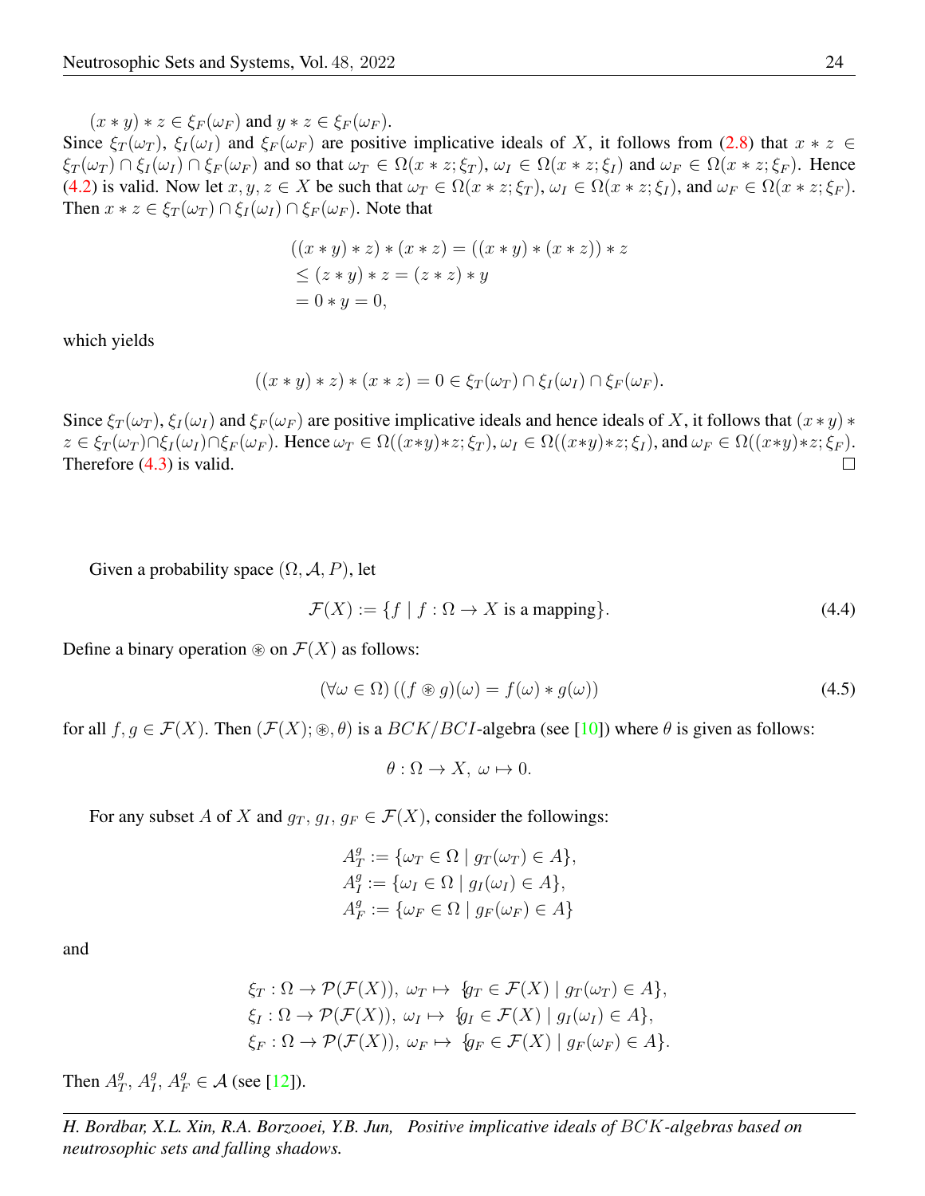$(x * y) * z \in \xi_F(\omega_F)$ and $y * z \in \xi_F(\omega_F)$.
Since $\xi_T(\omega_T)$, $\xi_I(\omega_I)$ and $\xi_F(\omega_F)$ are positive implicative ideals of $X$, it follows from (2.8) that $x * z \in \xi_T(\omega_T) \cap \xi_I(\omega_I) \cap \xi_F(\omega_F)$ and so that $\omega_T \in \Omega(x * z; \xi_T)$, $\omega_I \in \Omega(x * z; \xi_I)$ and $\omega_F \in \Omega(x * z; \xi_F)$. Hence (4.2) is valid. Now let $x, y, z \in X$ be such that $\omega_T \in \Omega(x * z; \xi_T)$, $\omega_I \in \Omega(x * z; \xi_I)$, and $\omega_F \in \Omega(x * z; \xi_F)$. Then $x * z \in \xi_T(\omega_T) \cap \xi_I(\omega_I) \cap \xi_F(\omega_F)$. Note that

$$
\begin{aligned}
((x * y) * z) * (x * z) &= ((x * y) * (x * z)) * z \\
&\leq (z * y) * z = (z * z) * y \\
&= 0 * y = 0,
\end{aligned}
$$

which yields

$$((x * y) * z) * (x * z) = 0 \in \xi_T(\omega_T) \cap \xi_I(\omega_I) \cap \xi_F(\omega_F).$$

Since $\xi_T(\omega_T)$, $\xi_I(\omega_I)$ and $\xi_F(\omega_F)$ are positive implicative ideals and hence ideals of $X$, it follows that $(x*y)*z \in \xi_T(\omega_T) \cap \xi_I(\omega_I) \cap \xi_F(\omega_F)$. Hence $\omega_T \in \Omega((x*y)*z; \xi_T)$, $\omega_I \in \Omega((x*y)*z; \xi_I)$, and $\omega_F \in \Omega((x*y)*z; \xi_F)$. Therefore (4.3) is valid. □

Given a probability space $(\Omega, \mathcal{A}, P)$, let

$$\mathcal{F}(X) := \{f \mid f : \Omega \to X \text{ is a mapping}\}. \tag{4.4}$$

Define a binary operation $\circledast$ on $\mathcal{F}(X)$ as follows:

$$(\forall \omega \in \Omega)\,((f \circledast g)(\omega) = f(\omega) * g(\omega)) \tag{4.5}$$

for all $f, g \in \mathcal{F}(X)$. Then $(\mathcal{F}(X); \circledast, \theta)$ is a $BCK/BCI$-algebra (see [10]) where $\theta$ is given as follows:

$$\theta : \Omega \to X,\ \omega \mapsto 0.$$

For any subset $A$ of $X$ and $g_T$, $g_I$, $g_F \in \mathcal{F}(X)$, consider the followings:

$$
\begin{aligned}
A_T^g &:= \{\omega_T \in \Omega \mid g_T(\omega_T) \in A\}, \\
A_I^g &:= \{\omega_I \in \Omega \mid g_I(\omega_I) \in A\}, \\
A_F^g &:= \{\omega_F \in \Omega \mid g_F(\omega_F) \in A\}
\end{aligned}
$$

and

$$
\begin{aligned}
&\xi_T : \Omega \to \mathcal{P}(\mathcal{F}(X)),\ \omega_T \mapsto \{g_T \in \mathcal{F}(X) \mid g_T(\omega_T) \in A\}, \\
&\xi_I : \Omega \to \mathcal{P}(\mathcal{F}(X)),\ \omega_I \mapsto \{g_I \in \mathcal{F}(X) \mid g_I(\omega_I) \in A\}, \\
&\xi_F : \Omega \to \mathcal{P}(\mathcal{F}(X)),\ \omega_F \mapsto \{g_F \in \mathcal{F}(X) \mid g_F(\omega_F) \in A\}.
\end{aligned}
$$

Then $A_T^g$, $A_I^g$, $A_F^g \in \mathcal{A}$ (see [12]).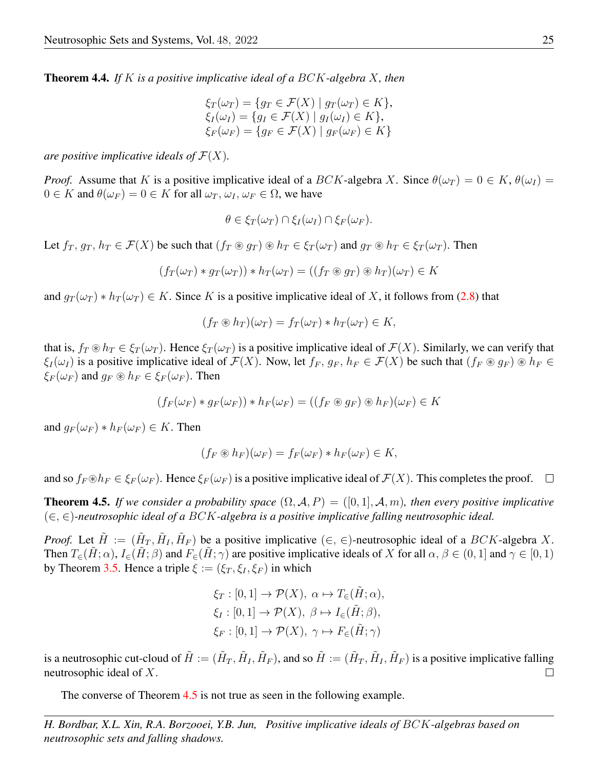**Theorem 4.4.** *If $K$ is a positive implicative ideal of a $BCK$-algebra $X$, then*

$$\xi_T(\omega_T) = \{g_T \in \mathcal{F}(X) \mid g_T(\omega_T) \in K\},$$
$$\xi_I(\omega_I) = \{g_I \in \mathcal{F}(X) \mid g_I(\omega_I) \in K\},$$
$$\xi_F(\omega_F) = \{g_F \in \mathcal{F}(X) \mid g_F(\omega_F) \in K\}$$

*are positive implicative ideals of $\mathcal{F}(X)$.*

*Proof.* Assume that $K$ is a positive implicative ideal of a $BCK$-algebra $X$. Since $\theta(\omega_T) = 0 \in K$, $\theta(\omega_I) = 0 \in K$ and $\theta(\omega_F) = 0 \in K$ for all $\omega_T, \omega_I, \omega_F \in \Omega$, we have

$$\theta \in \xi_T(\omega_T) \cap \xi_I(\omega_I) \cap \xi_F(\omega_F).$$

Let $f_T, g_T, h_T \in \mathcal{F}(X)$ be such that $(f_T \circledast g_T) \circledast h_T \in \xi_T(\omega_T)$ and $g_T \circledast h_T \in \xi_T(\omega_T)$. Then

$$(f_T(\omega_T) * g_T(\omega_T)) * h_T(\omega_T) = ((f_T \circledast g_T) \circledast h_T)(\omega_T) \in K$$

and $g_T(\omega_T) * h_T(\omega_T) \in K$. Since $K$ is a positive implicative ideal of $X$, it follows from (2.8) that

$$(f_T \circledast h_T)(\omega_T) = f_T(\omega_T) * h_T(\omega_T) \in K,$$

that is, $f_T \circledast h_T \in \xi_T(\omega_T)$. Hence $\xi_T(\omega_T)$ is a positive implicative ideal of $\mathcal{F}(X)$. Similarly, we can verify that $\xi_I(\omega_I)$ is a positive implicative ideal of $\mathcal{F}(X)$. Now, let $f_F, g_F, h_F \in \mathcal{F}(X)$ be such that $(f_F \circledast g_F) \circledast h_F \in \xi_F(\omega_F)$ and $g_F \circledast h_F \in \xi_F(\omega_F)$. Then

$$(f_F(\omega_F) * g_F(\omega_F)) * h_F(\omega_F) = ((f_F \circledast g_F) \circledast h_F)(\omega_F) \in K$$

and $g_F(\omega_F) * h_F(\omega_F) \in K$. Then

$$(f_F \circledast h_F)(\omega_F) = f_F(\omega_F) * h_F(\omega_F) \in K,$$

and so $f_F \circledast h_F \in \xi_F(\omega_F)$. Hence $\xi_F(\omega_F)$ is a positive implicative ideal of $\mathcal{F}(X)$. This completes the proof. □

**Theorem 4.5.** *If we consider a probability space $(\Omega, \mathcal{A}, P) = ([0,1], \mathcal{A}, m)$, then every positive implicative $(\in, \in)$-neutrosophic ideal of a $BCK$-algebra is a positive implicative falling neutrosophic ideal.*

*Proof.* Let $\tilde{H} := (\tilde{H}_T, \tilde{H}_I, \tilde{H}_F)$ be a positive implicative $(\in, \in)$-neutrosophic ideal of a $BCK$-algebra $X$. Then $T_\in(\tilde{H}; \alpha)$, $I_\in(\tilde{H}; \beta)$ and $F_\in(\tilde{H}; \gamma)$ are positive implicative ideals of $X$ for all $\alpha, \beta \in (0, 1]$ and $\gamma \in [0, 1)$ by Theorem 3.5. Hence a triple $\xi := (\xi_T, \xi_I, \xi_F)$ in which

$$\xi_T : [0,1] \to \mathcal{P}(X),\ \alpha \mapsto T_\in(\tilde{H}; \alpha),$$
$$\xi_I : [0,1] \to \mathcal{P}(X),\ \beta \mapsto I_\in(\tilde{H}; \beta),$$
$$\xi_F : [0,1] \to \mathcal{P}(X),\ \gamma \mapsto F_\in(\tilde{H}; \gamma)$$

is a neutrosophic cut-cloud of $\tilde{H} := (\tilde{H}_T, \tilde{H}_I, \tilde{H}_F)$, and so $\tilde{H} := (\tilde{H}_T, \tilde{H}_I, \tilde{H}_F)$ is a positive implicative falling neutrosophic ideal of $X$. □

The converse of Theorem 4.5 is not true as seen in the following example.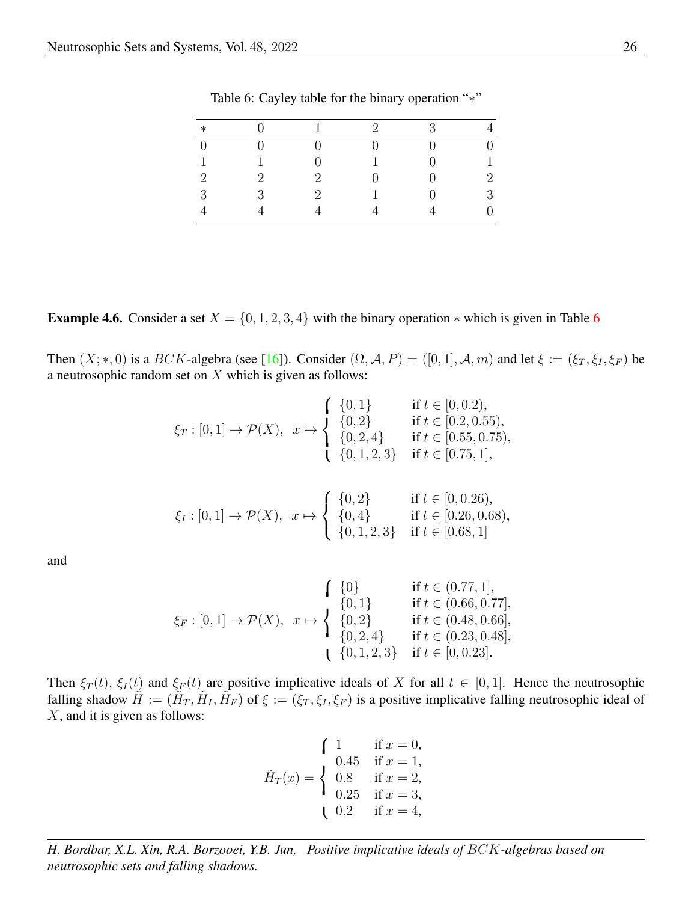Table 6: Cayley table for the binary operation "$*$"

| $*$ | 0 | 1 | 2 | 3 | 4 |
|---|---|---|---|---|---|
| 0 | 0 | 0 | 0 | 0 | 0 |
| 1 | 1 | 0 | 1 | 0 | 1 |
| 2 | 2 | 2 | 0 | 0 | 2 |
| 3 | 3 | 2 | 1 | 0 | 3 |
| 4 | 4 | 4 | 4 | 4 | 0 |

**Example 4.6.** Consider a set $X = \{0, 1, 2, 3, 4\}$ with the binary operation $*$ which is given in Table 6

Then $(X; *, 0)$ is a $BCK$-algebra (see [16]). Consider $(\Omega, \mathcal{A}, P) = ([0, 1], \mathcal{A}, m)$ and let $\xi := (\xi_T, \xi_I, \xi_F)$ be a neutrosophic random set on $X$ which is given as follows:

$$\xi_T : [0,1] \to \mathcal{P}(X), \;\; x \mapsto \begin{cases} \{0,1\} & \text{if } t \in [0, 0.2), \\ \{0,2\} & \text{if } t \in [0.2, 0.55), \\ \{0,2,4\} & \text{if } t \in [0.55, 0.75), \\ \{0,1,2,3\} & \text{if } t \in [0.75, 1], \end{cases}$$

$$\xi_I : [0,1] \to \mathcal{P}(X), \;\; x \mapsto \begin{cases} \{0,2\} & \text{if } t \in [0, 0.26), \\ \{0,4\} & \text{if } t \in [0.26, 0.68), \\ \{0,1,2,3\} & \text{if } t \in [0.68, 1] \end{cases}$$

and

$$\xi_F : [0,1] \to \mathcal{P}(X), \;\; x \mapsto \begin{cases} \{0\} & \text{if } t \in (0.77, 1], \\ \{0,1\} & \text{if } t \in (0.66, 0.77], \\ \{0,2\} & \text{if } t \in (0.48, 0.66], \\ \{0,2,4\} & \text{if } t \in (0.23, 0.48], \\ \{0,1,2,3\} & \text{if } t \in [0, 0.23]. \end{cases}$$

Then $\xi_T(t)$, $\xi_I(t)$ and $\xi_F(t)$ are positive implicative ideals of $X$ for all $t \in [0, 1]$. Hence the neutrosophic falling shadow $\tilde{H} := (\tilde{H}_T, \tilde{H}_I, \tilde{H}_F)$ of $\xi := (\xi_T, \xi_I, \xi_F)$ is a positive implicative falling neutrosophic ideal of $X$, and it is given as follows:

$$\tilde{H}_T(x) = \begin{cases} 1 & \text{if } x = 0, \\ 0.45 & \text{if } x = 1, \\ 0.8 & \text{if } x = 2, \\ 0.25 & \text{if } x = 3, \\ 0.2 & \text{if } x = 4, \end{cases}$$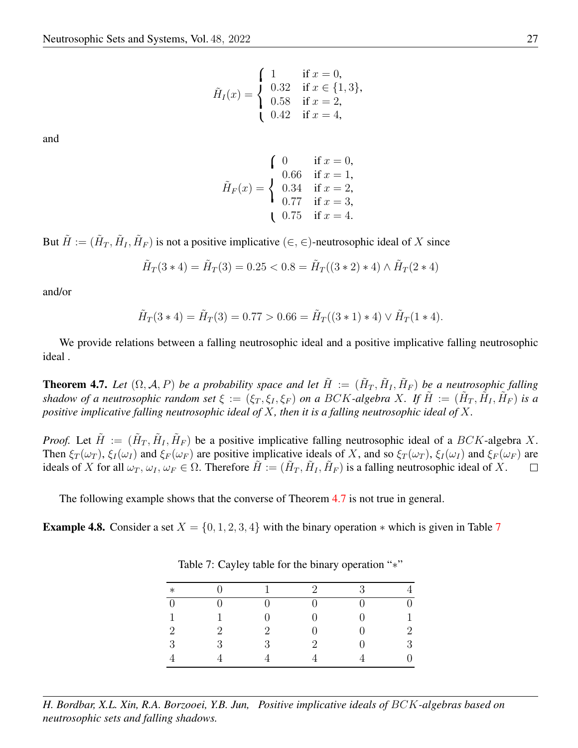$$\tilde{H}_I(x) = \begin{cases} 1 & \text{if } x = 0, \\ 0.32 & \text{if } x \in \{1, 3\}, \\ 0.58 & \text{if } x = 2, \\ 0.42 & \text{if } x = 4, \end{cases}$$

and

$$\tilde{H}_F(x) = \begin{cases} 0 & \text{if } x = 0, \\ 0.66 & \text{if } x = 1, \\ 0.34 & \text{if } x = 2, \\ 0.77 & \text{if } x = 3, \\ 0.75 & \text{if } x = 4. \end{cases}$$

But $\tilde{H} := (\tilde{H}_T, \tilde{H}_I, \tilde{H}_F)$ is not a positive implicative $(\in, \in)$-neutrosophic ideal of $X$ since

$$\tilde{H}_T(3 * 4) = \tilde{H}_T(3) = 0.25 < 0.8 = \tilde{H}_T((3 * 2) * 4) \wedge \tilde{H}_T(2 * 4)$$

and/or

$$\tilde{H}_T(3 * 4) = \tilde{H}_T(3) = 0.77 > 0.66 = \tilde{H}_T((3 * 1) * 4) \vee \tilde{H}_T(1 * 4).$$

We provide relations between a falling neutrosophic ideal and a positive implicative falling neutrosophic ideal .

**Theorem 4.7.** *Let $(\Omega, \mathcal{A}, P)$ be a probability space and let $\tilde{H} := (\tilde{H}_T, \tilde{H}_I, \tilde{H}_F)$ be a neutrosophic falling shadow of a neutrosophic random set $\xi := (\xi_T, \xi_I, \xi_F)$ on a $BCK$-algebra $X$. If $\tilde{H} := (\tilde{H}_T, \tilde{H}_I, \tilde{H}_F)$ is a positive implicative falling neutrosophic ideal of $X$, then it is a falling neutrosophic ideal of $X$.*

*Proof.* Let $\tilde{H} := (\tilde{H}_T, \tilde{H}_I, \tilde{H}_F)$ be a positive implicative falling neutrosophic ideal of a $BCK$-algebra $X$. Then $\xi_T(\omega_T)$, $\xi_I(\omega_I)$ and $\xi_F(\omega_F)$ are positive implicative ideals of $X$, and so $\xi_T(\omega_T)$, $\xi_I(\omega_I)$ and $\xi_F(\omega_F)$ are ideals of $X$ for all $\omega_T, \omega_I, \omega_F \in \Omega$. Therefore $\tilde{H} := (\tilde{H}_T, \tilde{H}_I, \tilde{H}_F)$ is a falling neutrosophic ideal of $X$. $\square$

The following example shows that the converse of Theorem 4.7 is not true in general.

**Example 4.8.** Consider a set $X = \{0, 1, 2, 3, 4\}$ with the binary operation $*$ which is given in Table 7

Table 7: Cayley table for the binary operation "$*$"

| $*$ | 0 | 1 | 2 | 3 | 4 |
|---|---|---|---|---|---|
| 0 | 0 | 0 | 0 | 0 | 0 |
| 1 | 1 | 0 | 0 | 0 | 1 |
| 2 | 2 | 2 | 0 | 0 | 2 |
| 3 | 3 | 3 | 2 | 0 | 3 |
| 4 | 4 | 4 | 4 | 4 | 0 |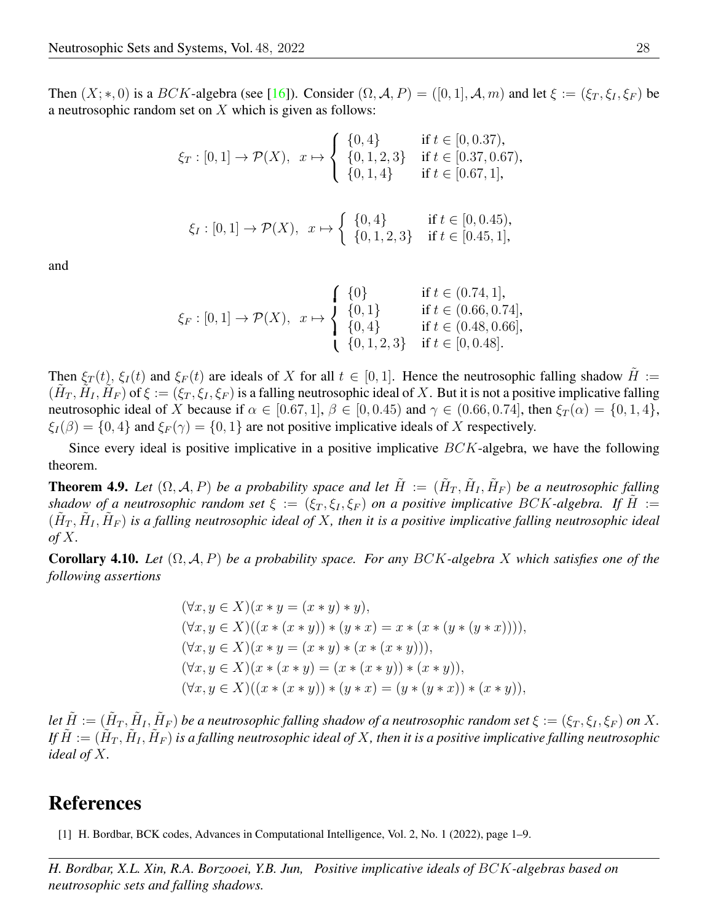Then $(X; *, 0)$ is a $BCK$-algebra (see [16]). Consider $(\Omega, \mathcal{A}, P) = ([0,1], \mathcal{A}, m)$ and let $\xi := (\xi_T, \xi_I, \xi_F)$ be a neutrosophic random set on $X$ which is given as follows:

$$\xi_T : [0,1] \to \mathcal{P}(X), \ \ x \mapsto \begin{cases} \{0,4\} & \text{if } t \in [0, 0.37), \\ \{0,1,2,3\} & \text{if } t \in [0.37, 0.67), \\ \{0,1,4\} & \text{if } t \in [0.67, 1], \end{cases}$$

$$\xi_I : [0,1] \to \mathcal{P}(X), \ \ x \mapsto \begin{cases} \{0,4\} & \text{if } t \in [0, 0.45), \\ \{0,1,2,3\} & \text{if } t \in [0.45, 1], \end{cases}$$

and

$$\xi_F : [0,1] \to \mathcal{P}(X), \ \ x \mapsto \begin{cases} \{0\} & \text{if } t \in (0.74, 1], \\ \{0,1\} & \text{if } t \in (0.66, 0.74], \\ \{0,4\} & \text{if } t \in (0.48, 0.66], \\ \{0,1,2,3\} & \text{if } t \in [0, 0.48]. \end{cases}$$

Then $\xi_T(t)$, $\xi_I(t)$ and $\xi_F(t)$ are ideals of $X$ for all $t \in [0,1]$. Hence the neutrosophic falling shadow $\tilde{H} := (\tilde{H}_T, \tilde{H}_I, \tilde{H}_F)$ of $\xi := (\xi_T, \xi_I, \xi_F)$ is a falling neutrosophic ideal of $X$. But it is not a positive implicative falling neutrosophic ideal of $X$ because if $\alpha \in [0.67, 1]$, $\beta \in [0, 0.45)$ and $\gamma \in (0.66, 0.74]$, then $\xi_T(\alpha) = \{0,1,4\}$, $\xi_I(\beta) = \{0,4\}$ and $\xi_F(\gamma) = \{0,1\}$ are not positive implicative ideals of $X$ respectively.

Since every ideal is positive implicative in a positive implicative $BCK$-algebra, we have the following theorem.

**Theorem 4.9.** *Let $(\Omega, \mathcal{A}, P)$ be a probability space and let $\tilde{H} := (\tilde{H}_T, \tilde{H}_I, \tilde{H}_F)$ be a neutrosophic falling shadow of a neutrosophic random set $\xi := (\xi_T, \xi_I, \xi_F)$ on a positive implicative $BCK$-algebra. If $\tilde{H} := (\tilde{H}_T, \tilde{H}_I, \tilde{H}_F)$ is a falling neutrosophic ideal of $X$, then it is a positive implicative falling neutrosophic ideal of $X$.*

**Corollary 4.10.** *Let $(\Omega, \mathcal{A}, P)$ be a probability space. For any $BCK$-algebra $X$ which satisfies one of the following assertions*

$$\begin{aligned}
&(\forall x, y \in X)(x * y = (x * y) * y), \\
&(\forall x, y \in X)((x * (x * y)) * (y * x) = x * (x * (y * (y * x)))), \\
&(\forall x, y \in X)(x * y = (x * y) * (x * (x * y))), \\
&(\forall x, y \in X)(x * (x * y) = (x * (x * y)) * (x * y)), \\
&(\forall x, y \in X)((x * (x * y)) * (y * x) = (y * (y * x)) * (x * y)),
\end{aligned}$$

*let $\tilde{H} := (\tilde{H}_T, \tilde{H}_I, \tilde{H}_F)$ be a neutrosophic falling shadow of a neutrosophic random set $\xi := (\xi_T, \xi_I, \xi_F)$ on $X$. If $\tilde{H} := (\tilde{H}_T, \tilde{H}_I, \tilde{H}_F)$ is a falling neutrosophic ideal of $X$, then it is a positive implicative falling neutrosophic ideal of $X$.*

# References

[1] H. Bordbar, BCK codes, Advances in Computational Intelligence, Vol. 2, No. 1 (2022), page 1–9.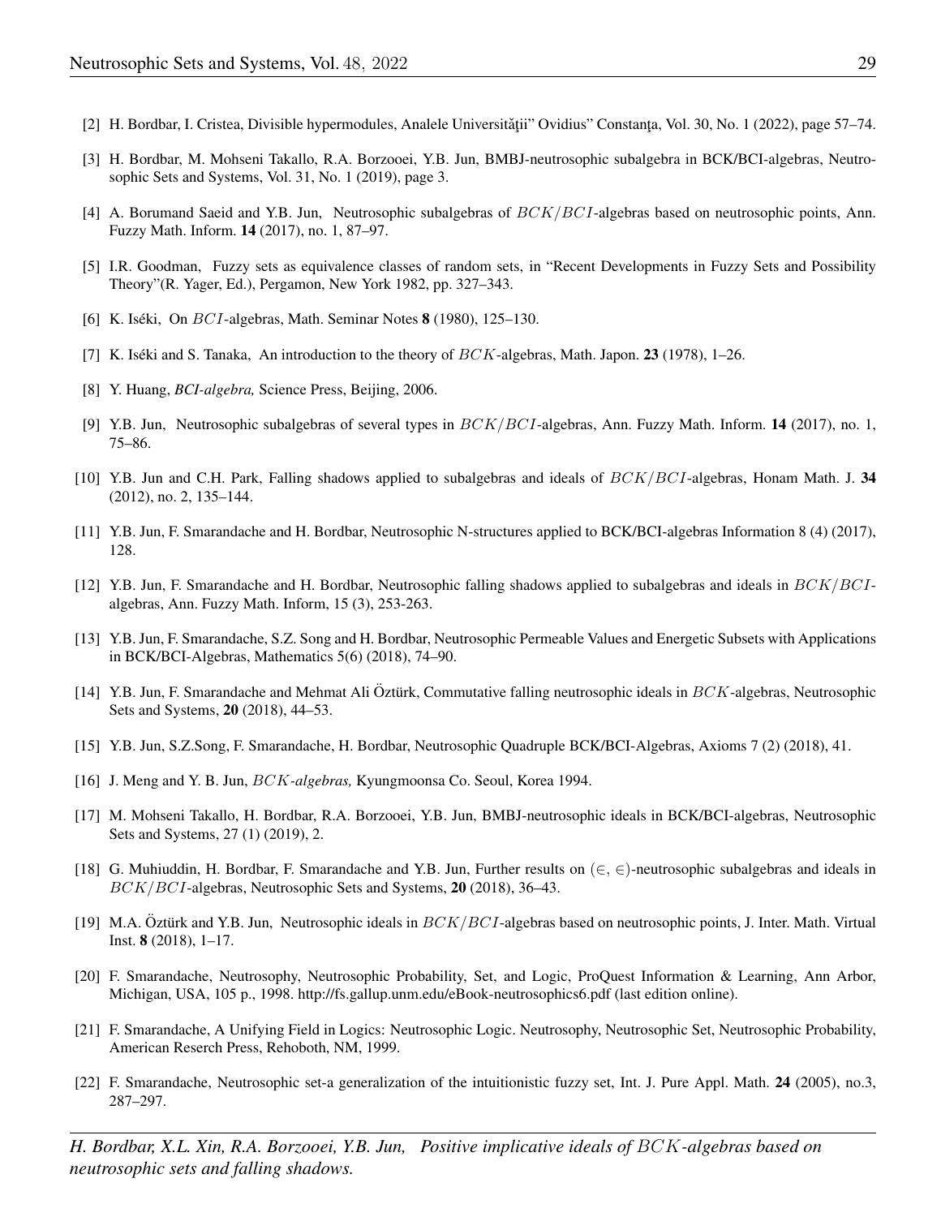[2] H. Bordbar, I. Cristea, Divisible hypermodules, Analele Universităţii" Ovidius" Constanţa, Vol. 30, No. 1 (2022), page 57–74.

[3] H. Bordbar, M. Mohseni Takallo, R.A. Borzooei, Y.B. Jun, BMBJ-neutrosophic subalgebra in BCK/BCI-algebras, Neutrosophic Sets and Systems, Vol. 31, No. 1 (2019), page 3.

[4] A. Borumand Saeid and Y.B. Jun, Neutrosophic subalgebras of $BCK/BCI$-algebras based on neutrosophic points, Ann. Fuzzy Math. Inform. **14** (2017), no. 1, 87–97.

[5] I.R. Goodman, Fuzzy sets as equivalence classes of random sets, in "Recent Developments in Fuzzy Sets and Possibility Theory"(R. Yager, Ed.), Pergamon, New York 1982, pp. 327–343.

[6] K. Iséki, On $BCI$-algebras, Math. Seminar Notes **8** (1980), 125–130.

[7] K. Iséki and S. Tanaka, An introduction to the theory of $BCK$-algebras, Math. Japon. **23** (1978), 1–26.

[8] Y. Huang, *BCI-algebra,* Science Press, Beijing, 2006.

[9] Y.B. Jun, Neutrosophic subalgebras of several types in $BCK/BCI$-algebras, Ann. Fuzzy Math. Inform. **14** (2017), no. 1, 75–86.

[10] Y.B. Jun and C.H. Park, Falling shadows applied to subalgebras and ideals of $BCK/BCI$-algebras, Honam Math. J. **34** (2012), no. 2, 135–144.

[11] Y.B. Jun, F. Smarandache and H. Bordbar, Neutrosophic N-structures applied to BCK/BCI-algebras Information 8 (4) (2017), 128.

[12] Y.B. Jun, F. Smarandache and H. Bordbar, Neutrosophic falling shadows applied to subalgebras and ideals in $BCK/BCI$-algebras, Ann. Fuzzy Math. Inform, 15 (3), 253-263.

[13] Y.B. Jun, F. Smarandache, S.Z. Song and H. Bordbar, Neutrosophic Permeable Values and Energetic Subsets with Applications in BCK/BCI-Algebras, Mathematics 5(6) (2018), 74–90.

[14] Y.B. Jun, F. Smarandache and Mehmat Ali Öztürk, Commutative falling neutrosophic ideals in $BCK$-algebras, Neutrosophic Sets and Systems, **20** (2018), 44–53.

[15] Y.B. Jun, S.Z.Song, F. Smarandache, H. Bordbar, Neutrosophic Quadruple BCK/BCI-Algebras, Axioms 7 (2) (2018), 41.

[16] J. Meng and Y. B. Jun, *$BCK$-algebras,* Kyungmoonsa Co. Seoul, Korea 1994.

[17] M. Mohseni Takallo, H. Bordbar, R.A. Borzooei, Y.B. Jun, BMBJ-neutrosophic ideals in BCK/BCI-algebras, Neutrosophic Sets and Systems, 27 (1) (2019), 2.

[18] G. Muhiuddin, H. Bordbar, F. Smarandache and Y.B. Jun, Further results on $(\in, \in)$-neutrosophic subalgebras and ideals in $BCK/BCI$-algebras, Neutrosophic Sets and Systems, **20** (2018), 36–43.

[19] M.A. Öztürk and Y.B. Jun, Neutrosophic ideals in $BCK/BCI$-algebras based on neutrosophic points, J. Inter. Math. Virtual Inst. **8** (2018), 1–17.

[20] F. Smarandache, Neutrosophy, Neutrosophic Probability, Set, and Logic, ProQuest Information & Learning, Ann Arbor, Michigan, USA, 105 p., 1998. http://fs.gallup.unm.edu/eBook-neutrosophics6.pdf (last edition online).

[21] F. Smarandache, A Unifying Field in Logics: Neutrosophic Logic. Neutrosophy, Neutrosophic Set, Neutrosophic Probability, American Reserch Press, Rehoboth, NM, 1999.

[22] F. Smarandache, Neutrosophic set-a generalization of the intuitionistic fuzzy set, Int. J. Pure Appl. Math. **24** (2005), no.3, 287–297.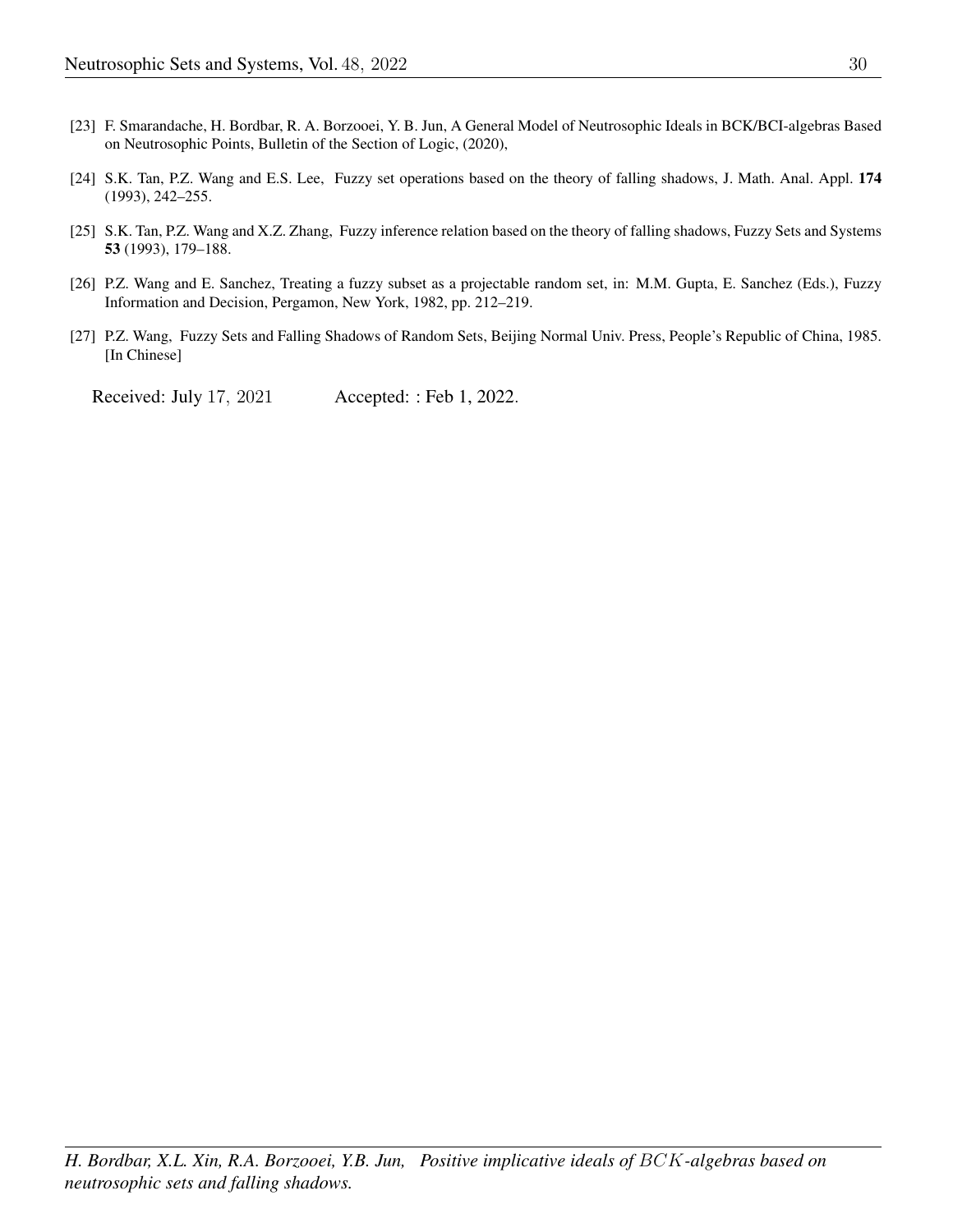[23] F. Smarandache, H. Bordbar, R. A. Borzooei, Y. B. Jun, A General Model of Neutrosophic Ideals in BCK/BCI-algebras Based on Neutrosophic Points, Bulletin of the Section of Logic, (2020),

[24] S.K. Tan, P.Z. Wang and E.S. Lee, Fuzzy set operations based on the theory of falling shadows, J. Math. Anal. Appl. **174** (1993), 242–255.

[25] S.K. Tan, P.Z. Wang and X.Z. Zhang, Fuzzy inference relation based on the theory of falling shadows, Fuzzy Sets and Systems **53** (1993), 179–188.

[26] P.Z. Wang and E. Sanchez, Treating a fuzzy subset as a projectable random set, in: M.M. Gupta, E. Sanchez (Eds.), Fuzzy Information and Decision, Pergamon, New York, 1982, pp. 212–219.

[27] P.Z. Wang, Fuzzy Sets and Falling Shadows of Random Sets, Beijing Normal Univ. Press, People's Republic of China, 1985. [In Chinese]

Received: July $17,\ 2021$ Accepted: : Feb 1, 2022.